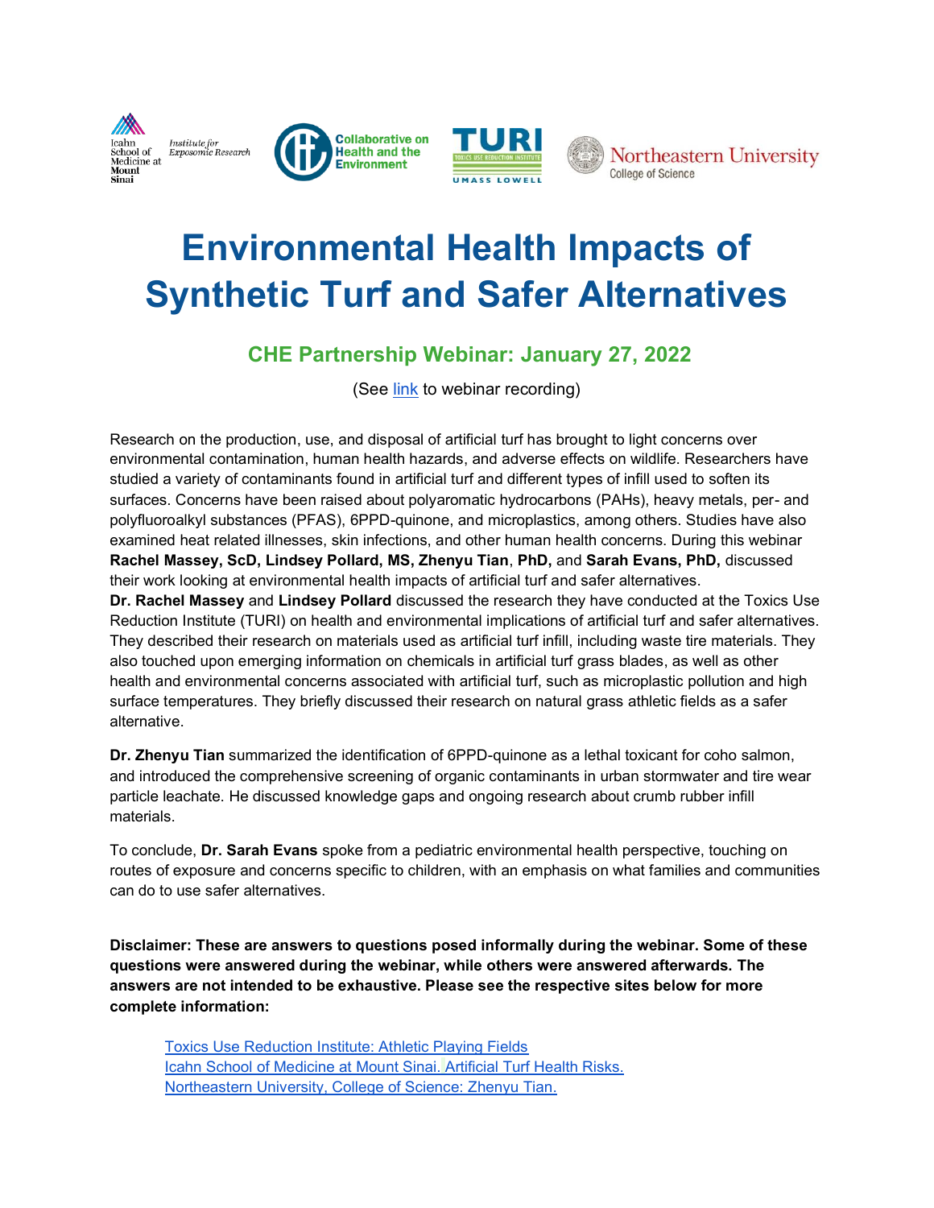# Environmental Health Impacts of Synthetic Turf and Safer Alternatives

## CHE Partnership Webinar: January 27, 2022

(See link to webinar recording)

Research on the production, use, and disposal of artificial turf has brought to light concerns over environmental contamination, human health hazards, and adverse effects on wildlife. Researchers have studied a variety of contaminants found in artificial turf and different types of infill used to soften its surfaces. Concerns have been raised about polyaromatic hydrocarbons (PAHs), heavy metals, per- and polyfluoroalkyl substances (PFAS), 6PPD-quinone, and microplastics, among others. Studies have also examined heat related illnesses, skin infections, and other human health concerns. During this webinar **Rachel Massey, ScD, Lindsey Pollard, MS, Zhenyu Tian**, **PhD,** and **Sarah Evans, PhD,** discussed their work looking at environmental health impacts of artificial turf and safer alternatives.

**Dr. Rachel Massey** and **Lindsey Pollard** discussed the research they have conducted at the Toxics Use Reduction Institute (TURI) on health and environmental implications of artificial turf and safer alternatives. They described their research on materials used as artificial turf infill, including waste tire materials. They also touched upon emerging information on chemicals in artificial turf grass blades, as well as other health and environmental concerns associated with artificial turf, such as microplastic pollution and high surface temperatures. They briefly discussed their research on natural grass athletic fields as a safer alternative.

**Dr. Zhenyu Tian** summarized the identification of 6PPD-quinone as a lethal toxicant for coho salmon, and introduced the comprehensive screening of organic contaminants in urban stormwater and tire wear particle leachate. He discussed knowledge gaps and ongoing research about crumb rubber infill materials.

To conclude, **Dr. Sarah Evans** spoke from a pediatric environmental health perspective, touching on routes of exposure and concerns specific to children, with an emphasis on what families and communities can do to use safer alternatives.

**Disclaimer: These are answers to questions posed informally during the webinar. Some of these questions were answered during the webinar, while others were answered afterwards. The answers are not intended to be exhaustive. Please see the respective sites below for more complete information:**

- Toxics Use Reduction Institute: Athletic Playing Fields
- Icahn School of Medicine at Mount Sinai. Artificial Turf Health Risks.
- Northeastern University, College of Science: Zhenyu Tian.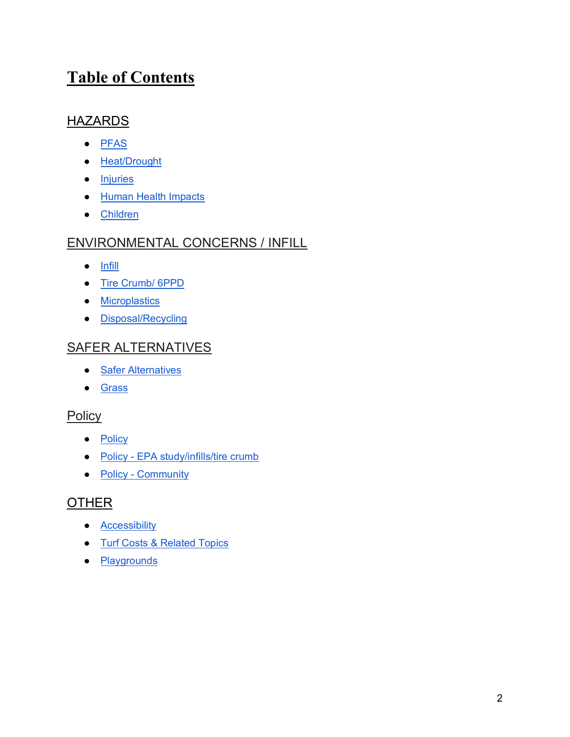# Table of Contents

## HAZARDS

- PFAS
- Heat/Drought
- Injuries
- Human Health Impacts
- Children

## ENVIRONMENTAL CONCERNS / INFILL

- Infill
- Tire Crumb/ 6PPD
- Microplastics
- Disposal/Recycling

## SAFER ALTERNATIVES

- Safer Alternatives
- Grass

## Policy

- Policy
- Policy - EPA study/infills/tire crumb
- Policy - Community

## OTHER

- Accessibility
- Turf Costs & Related Topics
- Playgrounds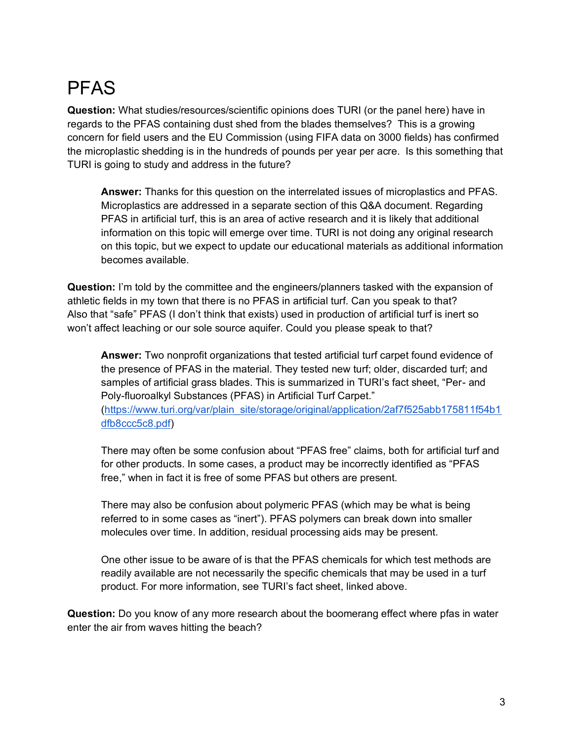# PFAS

**Question:** What studies/resources/scientific opinions does TURI (or the panel here) have in regards to the PFAS containing dust shed from the blades themselves? This is a growing concern for field users and the EU Commission (using FIFA data on 3000 fields) has confirmed the microplastic shedding is in the hundreds of pounds per year per acre. Is this something that TURI is going to study and address in the future?

> **Answer:** Thanks for this question on the interrelated issues of microplastics and PFAS. Microplastics are addressed in a separate section of this Q&A document. Regarding PFAS in artificial turf, this is an area of active research and it is likely that additional information on this topic will emerge over time. TURI is not doing any original research on this topic, but we expect to update our educational materials as additional information becomes available.

**Question:** I'm told by the committee and the engineers/planners tasked with the expansion of athletic fields in my town that there is no PFAS in artificial turf. Can you speak to that? Also that "safe" PFAS (I don't think that exists) used in production of artificial turf is inert so won't affect leaching or our sole source aquifer. Could you please speak to that?

> **Answer:** Two nonprofit organizations that tested artificial turf carpet found evidence of the presence of PFAS in the material. They tested new turf; older, discarded turf; and samples of artificial grass blades. This is summarized in TURI's fact sheet, "Per- and Poly-fluoroalkyl Substances (PFAS) in Artificial Turf Carpet." (https://www.turi.org/var/plain_site/storage/original/application/2af7f525abb175811f54b1dfb8ccc5c8.pdf)
>
> There may often be some confusion about "PFAS free" claims, both for artificial turf and for other products. In some cases, a product may be incorrectly identified as "PFAS free," when in fact it is free of some PFAS but others are present.
>
> There may also be confusion about polymeric PFAS (which may be what is being referred to in some cases as "inert"). PFAS polymers can break down into smaller molecules over time. In addition, residual processing aids may be present.
>
> One other issue to be aware of is that the PFAS chemicals for which test methods are readily available are not necessarily the specific chemicals that may be used in a turf product. For more information, see TURI's fact sheet, linked above.

**Question:** Do you know of any more research about the boomerang effect where pfas in water enter the air from waves hitting the beach?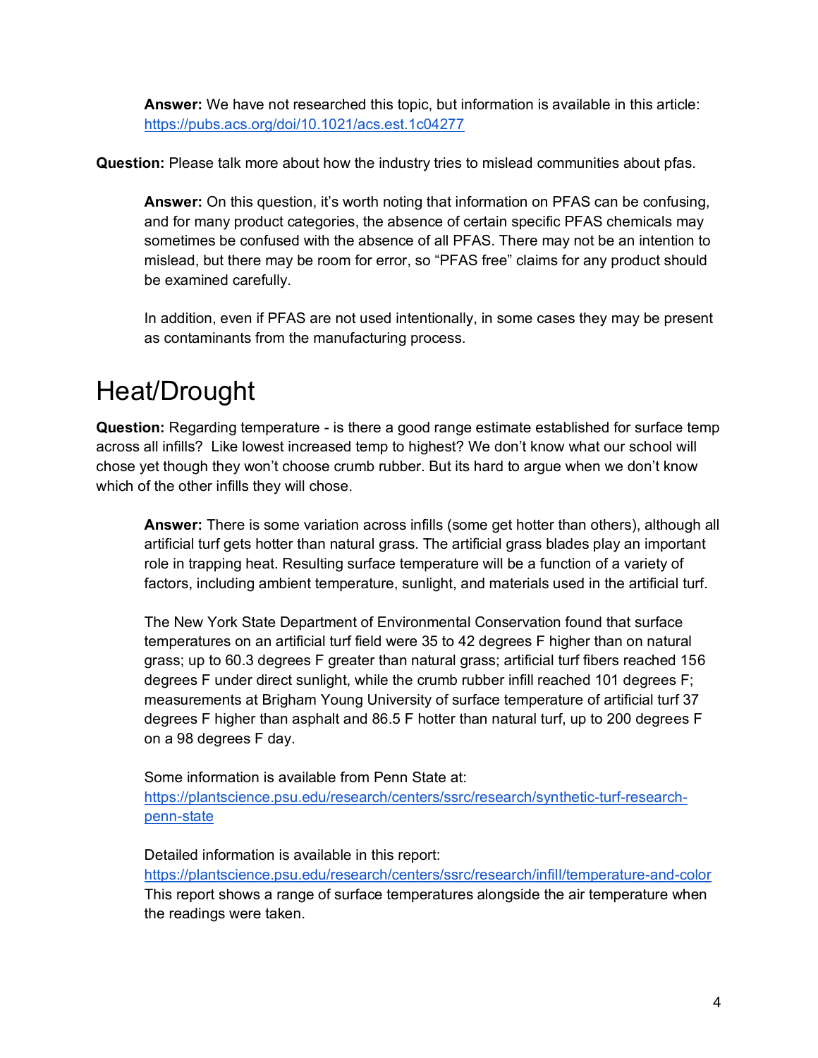**Answer:** We have not researched this topic, but information is available in this article: https://pubs.acs.org/doi/10.1021/acs.est.1c04277

**Question:** Please talk more about how the industry tries to mislead communities about pfas.

**Answer:** On this question, it's worth noting that information on PFAS can be confusing, and for many product categories, the absence of certain specific PFAS chemicals may sometimes be confused with the absence of all PFAS. There may not be an intention to mislead, but there may be room for error, so "PFAS free" claims for any product should be examined carefully.

In addition, even if PFAS are not used intentionally, in some cases they may be present as contaminants from the manufacturing process.

# Heat/Drought

**Question:** Regarding temperature - is there a good range estimate established for surface temp across all infills? Like lowest increased temp to highest? We don't know what our school will chose yet though they won't choose crumb rubber. But its hard to argue when we don't know which of the other infills they will chose.

**Answer:** There is some variation across infills (some get hotter than others), although all artificial turf gets hotter than natural grass. The artificial grass blades play an important role in trapping heat. Resulting surface temperature will be a function of a variety of factors, including ambient temperature, sunlight, and materials used in the artificial turf.

The New York State Department of Environmental Conservation found that surface temperatures on an artificial turf field were 35 to 42 degrees F higher than on natural grass; up to 60.3 degrees F greater than natural grass; artificial turf fibers reached 156 degrees F under direct sunlight, while the crumb rubber infill reached 101 degrees F; measurements at Brigham Young University of surface temperature of artificial turf 37 degrees F higher than asphalt and 86.5 F hotter than natural turf, up to 200 degrees F on a 98 degrees F day.

Some information is available from Penn State at: https://plantscience.psu.edu/research/centers/ssrc/research/synthetic-turf-research-penn-state

Detailed information is available in this report: https://plantscience.psu.edu/research/centers/ssrc/research/infill/temperature-and-color
This report shows a range of surface temperatures alongside the air temperature when the readings were taken.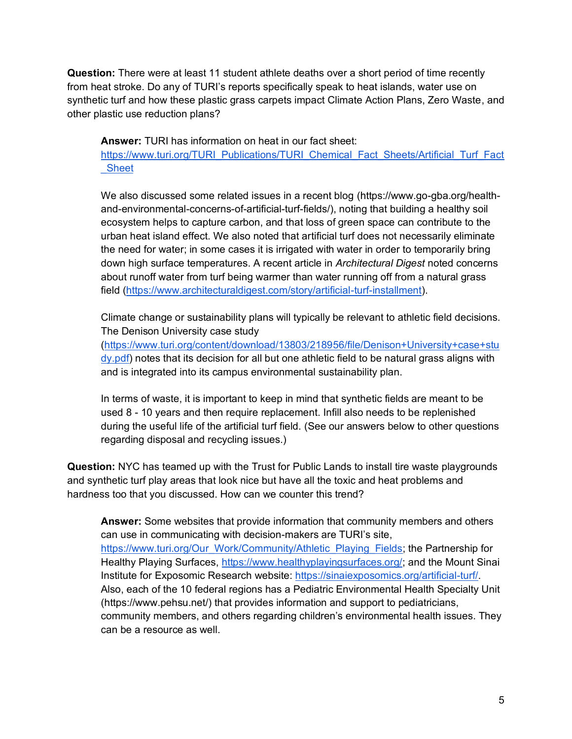**Question:** There were at least 11 student athlete deaths over a short period of time recently from heat stroke. Do any of TURI's reports specifically speak to heat islands, water use on synthetic turf and how these plastic grass carpets impact Climate Action Plans, Zero Waste, and other plastic use reduction plans?

> **Answer:** TURI has information on heat in our fact sheet: https://www.turi.org/TURI_Publications/TURI_Chemical_Fact_Sheets/Artificial_Turf_Fact_Sheet
>
> We also discussed some related issues in a recent blog (https://www.go-gba.org/health-and-environmental-concerns-of-artificial-turf-fields/), noting that building a healthy soil ecosystem helps to capture carbon, and that loss of green space can contribute to the urban heat island effect. We also noted that artificial turf does not necessarily eliminate the need for water; in some cases it is irrigated with water in order to temporarily bring down high surface temperatures. A recent article in *Architectural Digest* noted concerns about runoff water from turf being warmer than water running off from a natural grass field (https://www.architecturaldigest.com/story/artificial-turf-installment).
>
> Climate change or sustainability plans will typically be relevant to athletic field decisions. The Denison University case study (https://www.turi.org/content/download/13803/218956/file/Denison+University+case+study.pdf) notes that its decision for all but one athletic field to be natural grass aligns with and is integrated into its campus environmental sustainability plan.
>
> In terms of waste, it is important to keep in mind that synthetic fields are meant to be used 8 - 10 years and then require replacement. Infill also needs to be replenished during the useful life of the artificial turf field. (See our answers below to other questions regarding disposal and recycling issues.)

**Question:** NYC has teamed up with the Trust for Public Lands to install tire waste playgrounds and synthetic turf play areas that look nice but have all the toxic and heat problems and hardness too that you discussed. How can we counter this trend?

> **Answer:** Some websites that provide information that community members and others can use in communicating with decision-makers are TURI's site, https://www.turi.org/Our_Work/Community/Athletic_Playing_Fields; the Partnership for Healthy Playing Surfaces, https://www.healthyplayingsurfaces.org/; and the Mount Sinai Institute for Exposomic Research website: https://sinaiexposomics.org/artificial-turf/. Also, each of the 10 federal regions has a Pediatric Environmental Health Specialty Unit (https://www.pehsu.net/) that provides information and support to pediatricians, community members, and others regarding children's environmental health issues. They can be a resource as well.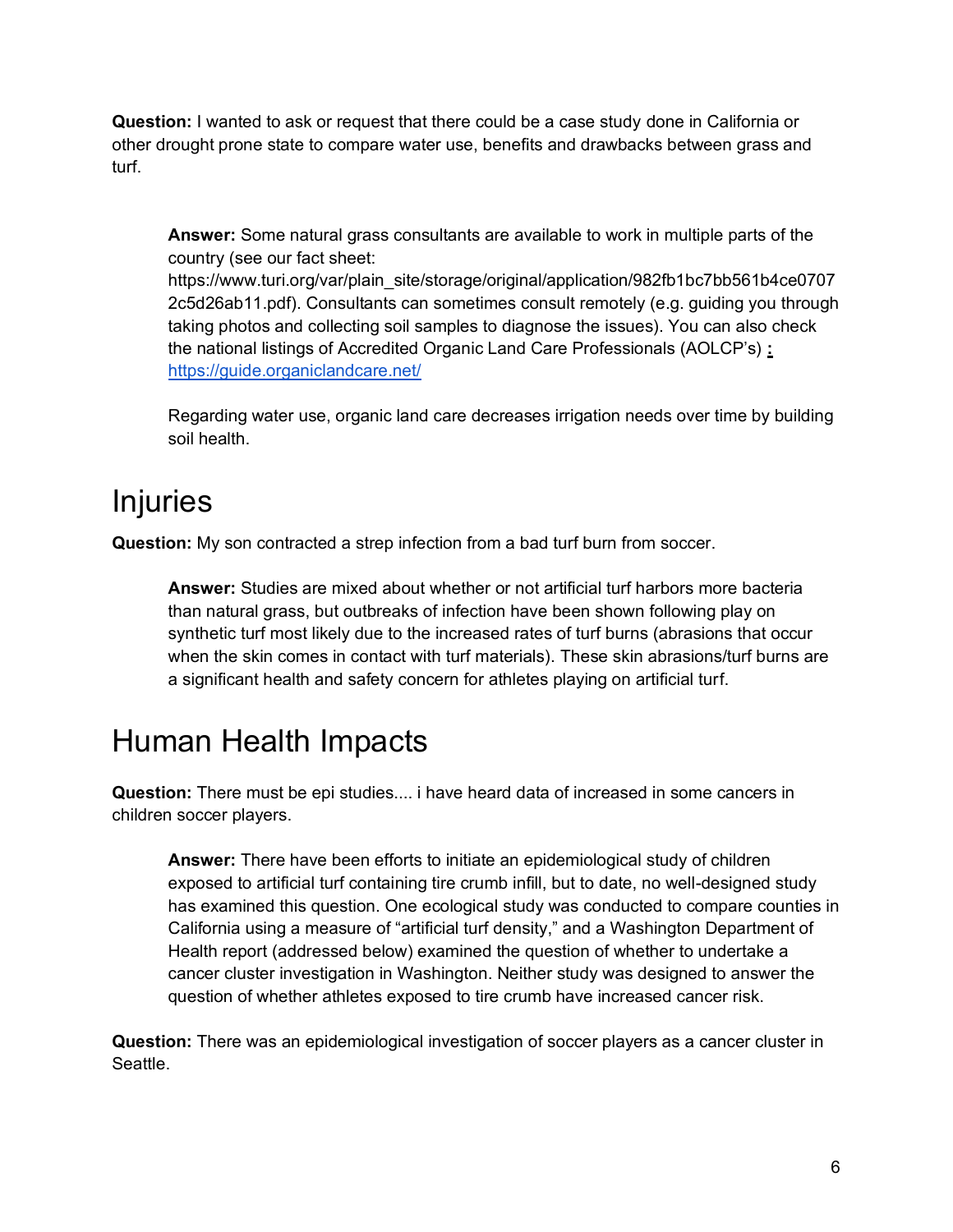**Question:** I wanted to ask or request that there could be a case study done in California or other drought prone state to compare water use, benefits and drawbacks between grass and turf.

> **Answer:** Some natural grass consultants are available to work in multiple parts of the country (see our fact sheet: https://www.turi.org/var/plain_site/storage/original/application/982fb1bc7bb561b4ce07072c5d26ab11.pdf). Consultants can sometimes consult remotely (e.g. guiding you through taking photos and collecting soil samples to diagnose the issues). You can also check the national listings of Accredited Organic Land Care Professionals (AOLCP's) **:** https://guide.organiclandcare.net/
>
> Regarding water use, organic land care decreases irrigation needs over time by building soil health.

# Injuries

**Question:** My son contracted a strep infection from a bad turf burn from soccer.

> **Answer:** Studies are mixed about whether or not artificial turf harbors more bacteria than natural grass, but outbreaks of infection have been shown following play on synthetic turf most likely due to the increased rates of turf burns (abrasions that occur when the skin comes in contact with turf materials). These skin abrasions/turf burns are a significant health and safety concern for athletes playing on artificial turf.

# Human Health Impacts

**Question:** There must be epi studies.... i have heard data of increased in some cancers in children soccer players.

> **Answer:** There have been efforts to initiate an epidemiological study of children exposed to artificial turf containing tire crumb infill, but to date, no well-designed study has examined this question. One ecological study was conducted to compare counties in California using a measure of "artificial turf density," and a Washington Department of Health report (addressed below) examined the question of whether to undertake a cancer cluster investigation in Washington. Neither study was designed to answer the question of whether athletes exposed to tire crumb have increased cancer risk.

**Question:** There was an epidemiological investigation of soccer players as a cancer cluster in Seattle.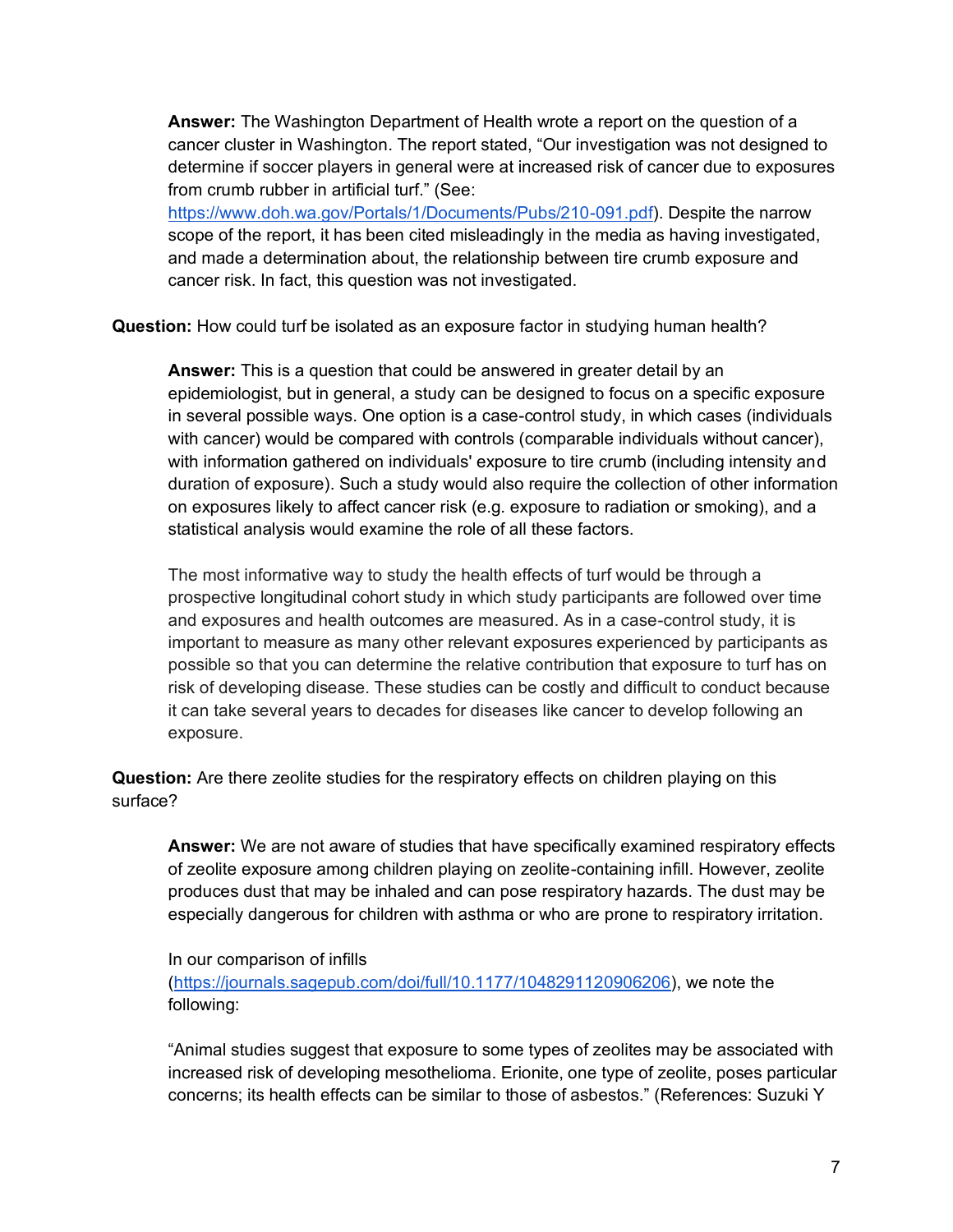**Answer:** The Washington Department of Health wrote a report on the question of a cancer cluster in Washington. The report stated, "Our investigation was not designed to determine if soccer players in general were at increased risk of cancer due to exposures from crumb rubber in artificial turf." (See: https://www.doh.wa.gov/Portals/1/Documents/Pubs/210-091.pdf). Despite the narrow scope of the report, it has been cited misleadingly in the media as having investigated, and made a determination about, the relationship between tire crumb exposure and cancer risk. In fact, this question was not investigated.

**Question:** How could turf be isolated as an exposure factor in studying human health?

**Answer:** This is a question that could be answered in greater detail by an epidemiologist, but in general, a study can be designed to focus on a specific exposure in several possible ways. One option is a case-control study, in which cases (individuals with cancer) would be compared with controls (comparable individuals without cancer), with information gathered on individuals' exposure to tire crumb (including intensity and duration of exposure). Such a study would also require the collection of other information on exposures likely to affect cancer risk (e.g. exposure to radiation or smoking), and a statistical analysis would examine the role of all these factors.

The most informative way to study the health effects of turf would be through a prospective longitudinal cohort study in which study participants are followed over time and exposures and health outcomes are measured. As in a case-control study, it is important to measure as many other relevant exposures experienced by participants as possible so that you can determine the relative contribution that exposure to turf has on risk of developing disease. These studies can be costly and difficult to conduct because it can take several years to decades for diseases like cancer to develop following an exposure.

**Question:** Are there zeolite studies for the respiratory effects on children playing on this surface?

**Answer:** We are not aware of studies that have specifically examined respiratory effects of zeolite exposure among children playing on zeolite-containing infill. However, zeolite produces dust that may be inhaled and can pose respiratory hazards. The dust may be especially dangerous for children with asthma or who are prone to respiratory irritation.

In our comparison of infills (https://journals.sagepub.com/doi/full/10.1177/1048291120906206), we note the following:

"Animal studies suggest that exposure to some types of zeolites may be associated with increased risk of developing mesothelioma. Erionite, one type of zeolite, poses particular concerns; its health effects can be similar to those of asbestos." (References: Suzuki Y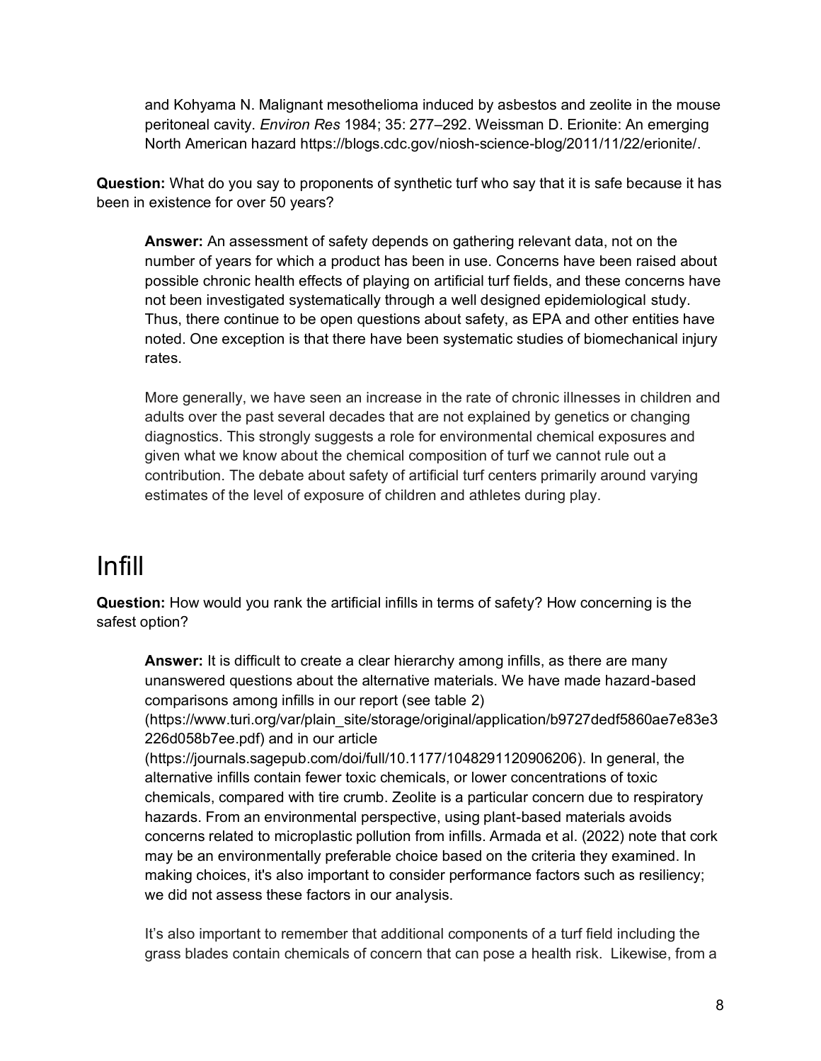and Kohyama N. Malignant mesothelioma induced by asbestos and zeolite in the mouse peritoneal cavity. *Environ Res* 1984; 35: 277–292. Weissman D. Erionite: An emerging North American hazard https://blogs.cdc.gov/niosh-science-blog/2011/11/22/erionite/.

**Question:** What do you say to proponents of synthetic turf who say that it is safe because it has been in existence for over 50 years?

> **Answer:** An assessment of safety depends on gathering relevant data, not on the number of years for which a product has been in use. Concerns have been raised about possible chronic health effects of playing on artificial turf fields, and these concerns have not been investigated systematically through a well designed epidemiological study. Thus, there continue to be open questions about safety, as EPA and other entities have noted. One exception is that there have been systematic studies of biomechanical injury rates.
>
> More generally, we have seen an increase in the rate of chronic illnesses in children and adults over the past several decades that are not explained by genetics or changing diagnostics. This strongly suggests a role for environmental chemical exposures and given what we know about the chemical composition of turf we cannot rule out a contribution. The debate about safety of artificial turf centers primarily around varying estimates of the level of exposure of children and athletes during play.

# Infill

**Question:** How would you rank the artificial infills in terms of safety? How concerning is the safest option?

> **Answer:** It is difficult to create a clear hierarchy among infills, as there are many unanswered questions about the alternative materials. We have made hazard-based comparisons among infills in our report (see table 2) (https://www.turi.org/var/plain_site/storage/original/application/b9727dedf5860ae7e83e3226d058b7ee.pdf) and in our article (https://journals.sagepub.com/doi/full/10.1177/1048291120906206). In general, the alternative infills contain fewer toxic chemicals, or lower concentrations of toxic chemicals, compared with tire crumb. Zeolite is a particular concern due to respiratory hazards. From an environmental perspective, using plant-based materials avoids concerns related to microplastic pollution from infills. Armada et al. (2022) note that cork may be an environmentally preferable choice based on the criteria they examined. In making choices, it's also important to consider performance factors such as resiliency; we did not assess these factors in our analysis.
>
> It's also important to remember that additional components of a turf field including the grass blades contain chemicals of concern that can pose a health risk. Likewise, from a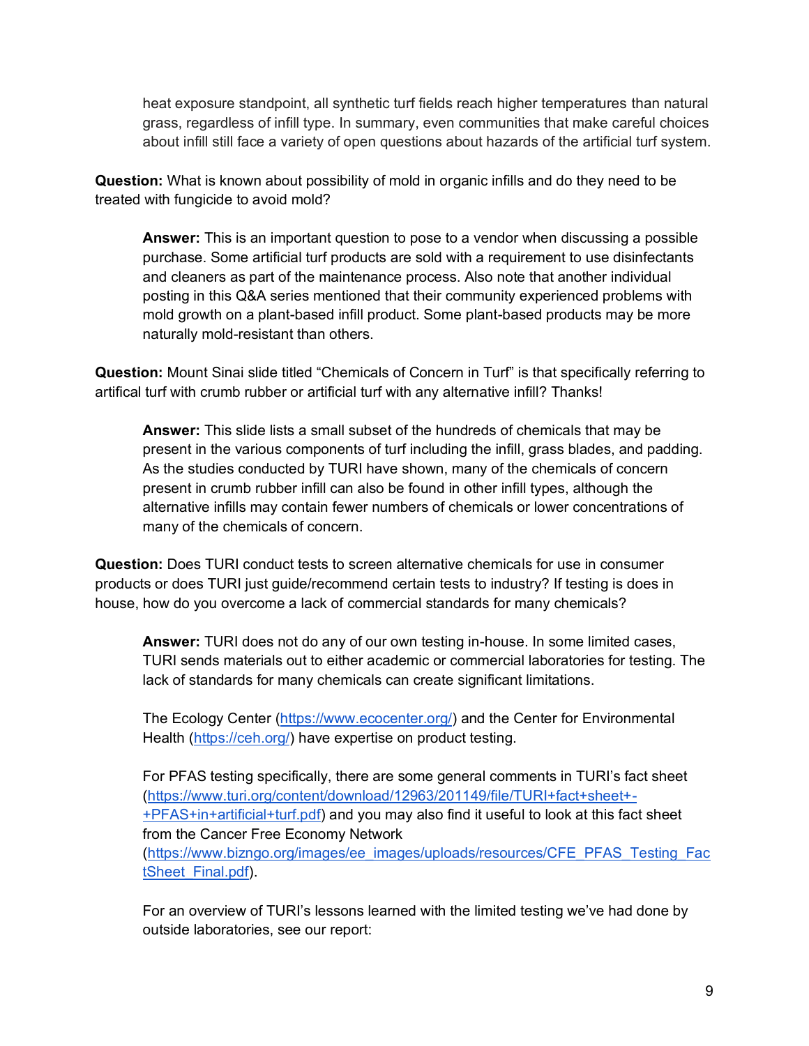heat exposure standpoint, all synthetic turf fields reach higher temperatures than natural grass, regardless of infill type. In summary, even communities that make careful choices about infill still face a variety of open questions about hazards of the artificial turf system.

**Question:** What is known about possibility of mold in organic infills and do they need to be treated with fungicide to avoid mold?

> **Answer:** This is an important question to pose to a vendor when discussing a possible purchase. Some artificial turf products are sold with a requirement to use disinfectants and cleaners as part of the maintenance process. Also note that another individual posting in this Q&A series mentioned that their community experienced problems with mold growth on a plant-based infill product. Some plant-based products may be more naturally mold-resistant than others.

**Question:** Mount Sinai slide titled "Chemicals of Concern in Turf" is that specifically referring to artifical turf with crumb rubber or artificial turf with any alternative infill? Thanks!

> **Answer:** This slide lists a small subset of the hundreds of chemicals that may be present in the various components of turf including the infill, grass blades, and padding. As the studies conducted by TURI have shown, many of the chemicals of concern present in crumb rubber infill can also be found in other infill types, although the alternative infills may contain fewer numbers of chemicals or lower concentrations of many of the chemicals of concern.

**Question:** Does TURI conduct tests to screen alternative chemicals for use in consumer products or does TURI just guide/recommend certain tests to industry? If testing is does in house, how do you overcome a lack of commercial standards for many chemicals?

> **Answer:** TURI does not do any of our own testing in-house. In some limited cases, TURI sends materials out to either academic or commercial laboratories for testing. The lack of standards for many chemicals can create significant limitations.
>
> The Ecology Center (https://www.ecocenter.org/) and the Center for Environmental Health (https://ceh.org/) have expertise on product testing.
>
> For PFAS testing specifically, there are some general comments in TURI's fact sheet (https://www.turi.org/content/download/12963/201149/file/TURI+fact+sheet+-+PFAS+in+artificial+turf.pdf) and you may also find it useful to look at this fact sheet from the Cancer Free Economy Network (https://www.bizngo.org/images/ee_images/uploads/resources/CFE_PFAS_Testing_FactSheet_Final.pdf).
>
> For an overview of TURI's lessons learned with the limited testing we've had done by outside laboratories, see our report: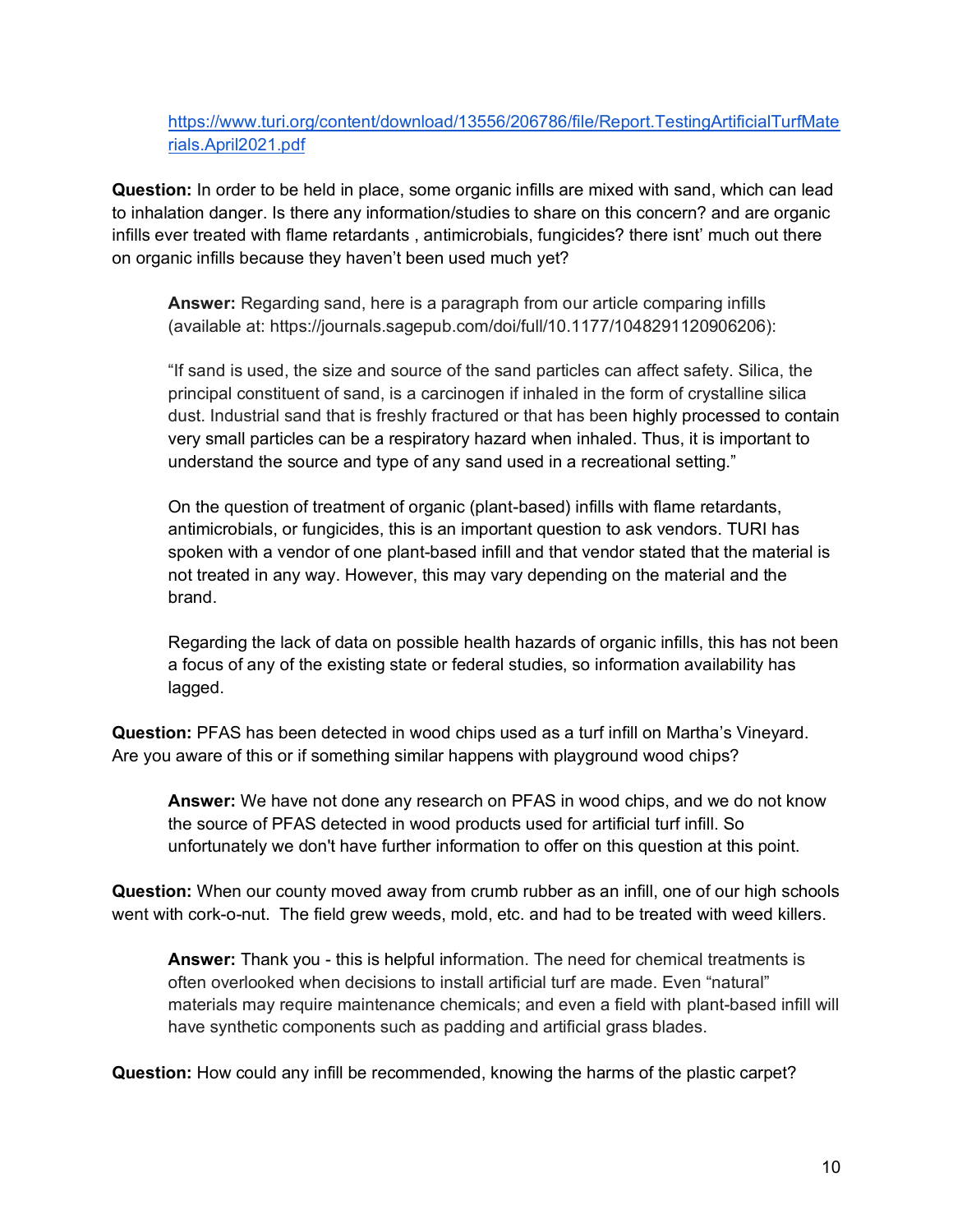[https://www.turi.org/content/download/13556/206786/file/Report.TestingArtificialTurfMaterials.April2021.pdf](https://www.turi.org/content/download/13556/206786/file/Report.TestingArtificialTurfMaterials.April2021.pdf)

**Question:** In order to be held in place, some organic infills are mixed with sand, which can lead to inhalation danger. Is there any information/studies to share on this concern? and are organic infills ever treated with flame retardants , antimicrobials, fungicides? there isnt' much out there on organic infills because they haven't been used much yet?

> **Answer:** Regarding sand, here is a paragraph from our article comparing infills (available at: https://journals.sagepub.com/doi/full/10.1177/1048291120906206):
>
> "If sand is used, the size and source of the sand particles can affect safety. Silica, the principal constituent of sand, is a carcinogen if inhaled in the form of crystalline silica dust. Industrial sand that is freshly fractured or that has been highly processed to contain very small particles can be a respiratory hazard when inhaled. Thus, it is important to understand the source and type of any sand used in a recreational setting."
>
> On the question of treatment of organic (plant-based) infills with flame retardants, antimicrobials, or fungicides, this is an important question to ask vendors. TURI has spoken with a vendor of one plant-based infill and that vendor stated that the material is not treated in any way. However, this may vary depending on the material and the brand.
>
> Regarding the lack of data on possible health hazards of organic infills, this has not been a focus of any of the existing state or federal studies, so information availability has lagged.

**Question:** PFAS has been detected in wood chips used as a turf infill on Martha's Vineyard. Are you aware of this or if something similar happens with playground wood chips?

> **Answer:** We have not done any research on PFAS in wood chips, and we do not know the source of PFAS detected in wood products used for artificial turf infill. So unfortunately we don't have further information to offer on this question at this point.

**Question:** When our county moved away from crumb rubber as an infill, one of our high schools went with cork-o-nut. The field grew weeds, mold, etc. and had to be treated with weed killers.

> **Answer:** Thank you - this is helpful information. The need for chemical treatments is often overlooked when decisions to install artificial turf are made. Even "natural" materials may require maintenance chemicals; and even a field with plant-based infill will have synthetic components such as padding and artificial grass blades.

**Question:** How could any infill be recommended, knowing the harms of the plastic carpet?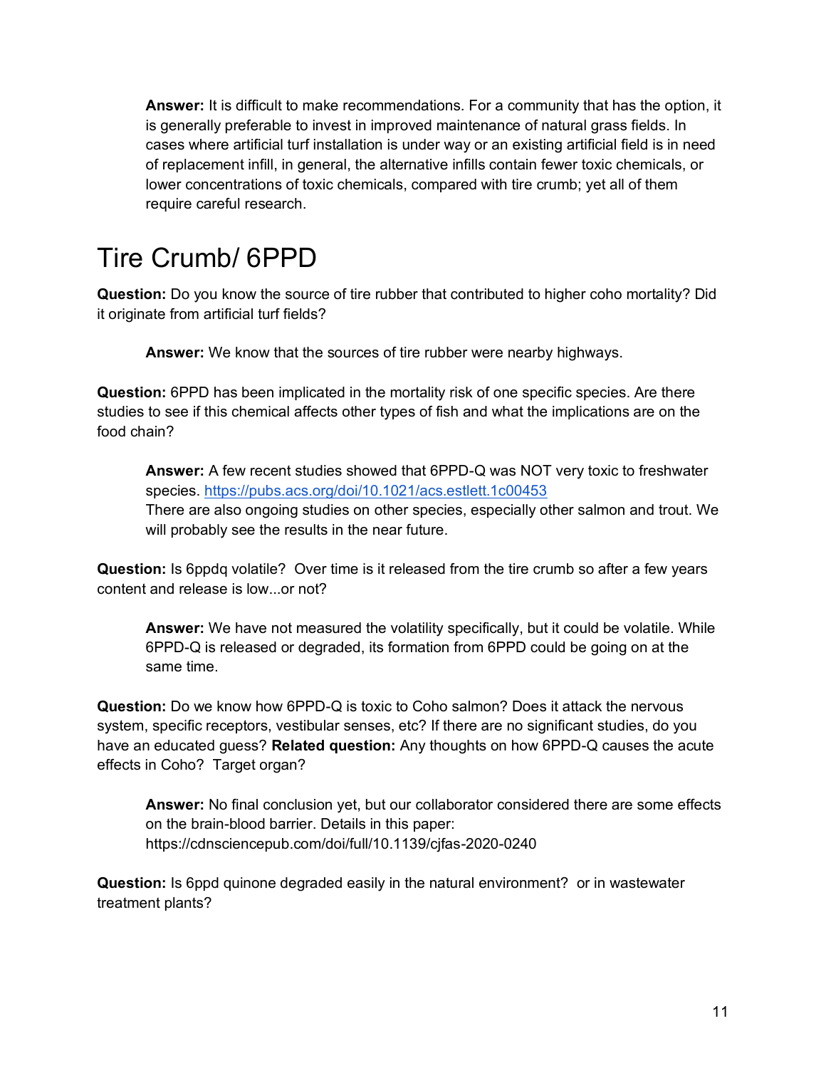**Answer:** It is difficult to make recommendations. For a community that has the option, it is generally preferable to invest in improved maintenance of natural grass fields. In cases where artificial turf installation is under way or an existing artificial field is in need of replacement infill, in general, the alternative infills contain fewer toxic chemicals, or lower concentrations of toxic chemicals, compared with tire crumb; yet all of them require careful research.

# Tire Crumb/ 6PPD

**Question:** Do you know the source of tire rubber that contributed to higher coho mortality? Did it originate from artificial turf fields?

> **Answer:** We know that the sources of tire rubber were nearby highways.

**Question:** 6PPD has been implicated in the mortality risk of one specific species. Are there studies to see if this chemical affects other types of fish and what the implications are on the food chain?

> **Answer:** A few recent studies showed that 6PPD-Q was NOT very toxic to freshwater species. https://pubs.acs.org/doi/10.1021/acs.estlett.1c00453
> There are also ongoing studies on other species, especially other salmon and trout. We will probably see the results in the near future.

**Question:** Is 6ppdq volatile? Over time is it released from the tire crumb so after a few years content and release is low...or not?

> **Answer:** We have not measured the volatility specifically, but it could be volatile. While 6PPD-Q is released or degraded, its formation from 6PPD could be going on at the same time.

**Question:** Do we know how 6PPD-Q is toxic to Coho salmon? Does it attack the nervous system, specific receptors, vestibular senses, etc? If there are no significant studies, do you have an educated guess? **Related question:** Any thoughts on how 6PPD-Q causes the acute effects in Coho? Target organ?

> **Answer:** No final conclusion yet, but our collaborator considered there are some effects on the brain-blood barrier. Details in this paper: https://cdnsciencepub.com/doi/full/10.1139/cjfas-2020-0240

**Question:** Is 6ppd quinone degraded easily in the natural environment? or in wastewater treatment plants?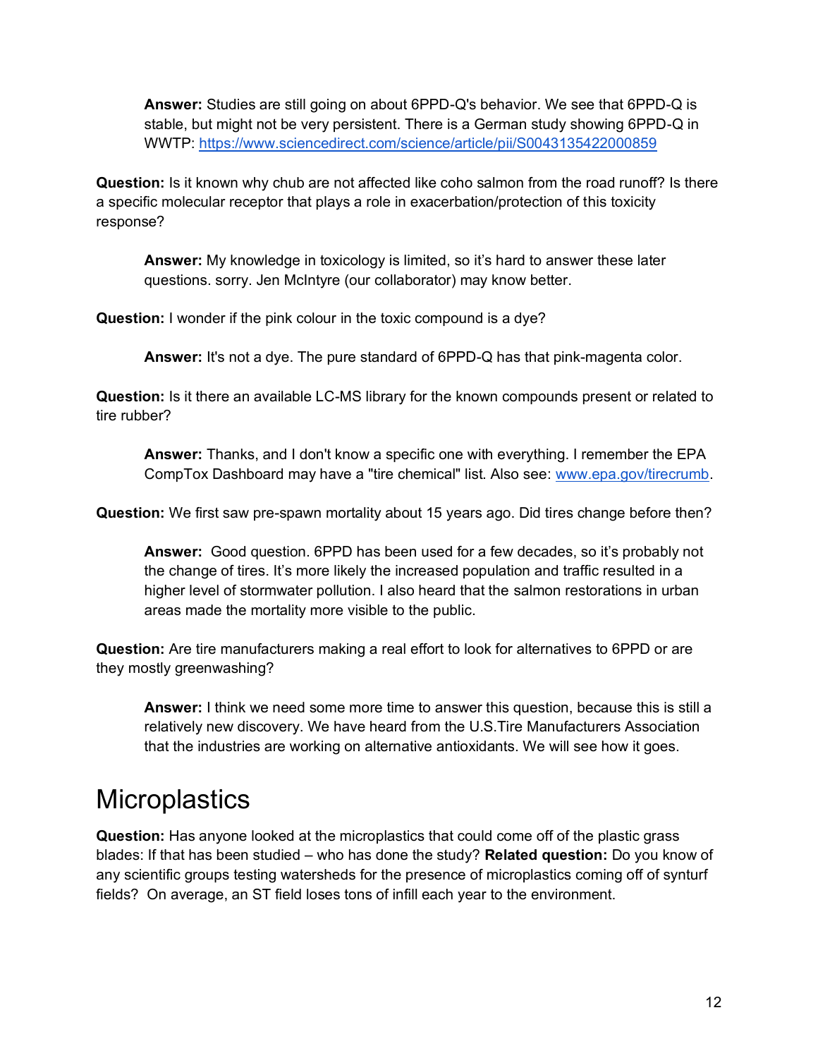**Answer:** Studies are still going on about 6PPD-Q's behavior. We see that 6PPD-Q is stable, but might not be very persistent. There is a German study showing 6PPD-Q in WWTP: https://www.sciencedirect.com/science/article/pii/S0043135422000859

**Question:** Is it known why chub are not affected like coho salmon from the road runoff? Is there a specific molecular receptor that plays a role in exacerbation/protection of this toxicity response?

**Answer:** My knowledge in toxicology is limited, so it's hard to answer these later questions. sorry. Jen McIntyre (our collaborator) may know better.

**Question:** I wonder if the pink colour in the toxic compound is a dye?

**Answer:** It's not a dye. The pure standard of 6PPD-Q has that pink-magenta color.

**Question:** Is it there an available LC-MS library for the known compounds present or related to tire rubber?

**Answer:** Thanks, and I don't know a specific one with everything. I remember the EPA CompTox Dashboard may have a "tire chemical" list. Also see: www.epa.gov/tirecrumb.

**Question:** We first saw pre-spawn mortality about 15 years ago. Did tires change before then?

**Answer:** Good question. 6PPD has been used for a few decades, so it's probably not the change of tires. It's more likely the increased population and traffic resulted in a higher level of stormwater pollution. I also heard that the salmon restorations in urban areas made the mortality more visible to the public.

**Question:** Are tire manufacturers making a real effort to look for alternatives to 6PPD or are they mostly greenwashing?

**Answer:** I think we need some more time to answer this question, because this is still a relatively new discovery. We have heard from the U.S.Tire Manufacturers Association that the industries are working on alternative antioxidants. We will see how it goes.

# Microplastics

**Question:** Has anyone looked at the microplastics that could come off of the plastic grass blades: If that has been studied – who has done the study? **Related question:** Do you know of any scientific groups testing watersheds for the presence of microplastics coming off of synturf fields? On average, an ST field loses tons of infill each year to the environment.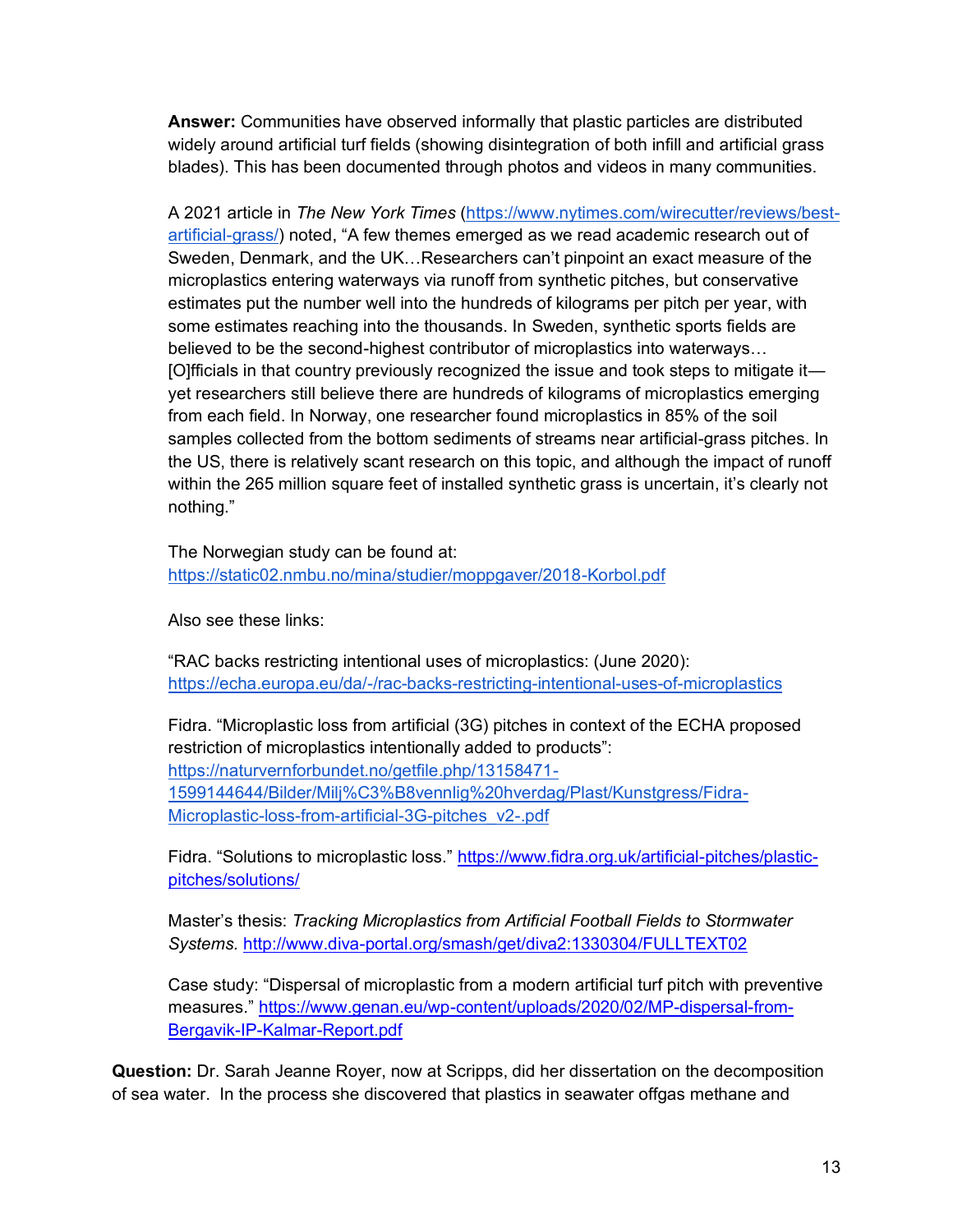**Answer:** Communities have observed informally that plastic particles are distributed widely around artificial turf fields (showing disintegration of both infill and artificial grass blades). This has been documented through photos and videos in many communities.

A 2021 article in *The New York Times* (https://www.nytimes.com/wirecutter/reviews/best-artificial-grass/) noted, "A few themes emerged as we read academic research out of Sweden, Denmark, and the UK…Researchers can't pinpoint an exact measure of the microplastics entering waterways via runoff from synthetic pitches, but conservative estimates put the number well into the hundreds of kilograms per pitch per year, with some estimates reaching into the thousands. In Sweden, synthetic sports fields are believed to be the second-highest contributor of microplastics into waterways…[O]fficials in that country previously recognized the issue and took steps to mitigate it—yet researchers still believe there are hundreds of kilograms of microplastics emerging from each field. In Norway, one researcher found microplastics in 85% of the soil samples collected from the bottom sediments of streams near artificial-grass pitches. In the US, there is relatively scant research on this topic, and although the impact of runoff within the 265 million square feet of installed synthetic grass is uncertain, it's clearly not nothing."

The Norwegian study can be found at: https://static02.nmbu.no/mina/studier/moppgaver/2018-Korbol.pdf

Also see these links:

"RAC backs restricting intentional uses of microplastics: (June 2020): https://echa.europa.eu/da/-/rac-backs-restricting-intentional-uses-of-microplastics

Fidra. "Microplastic loss from artificial (3G) pitches in context of the ECHA proposed restriction of microplastics intentionally added to products": https://naturvernforbundet.no/getfile.php/13158471-1599144644/Bilder/Milj%C3%B8vennlig%20hverdag/Plast/Kunstgress/Fidra-Microplastic-loss-from-artificial-3G-pitches_v2-.pdf

Fidra. "Solutions to microplastic loss." https://www.fidra.org.uk/artificial-pitches/plastic-pitches/solutions/

Master's thesis: *Tracking Microplastics from Artificial Football Fields to Stormwater Systems.* http://www.diva-portal.org/smash/get/diva2:1330304/FULLTEXT02

Case study: "Dispersal of microplastic from a modern artificial turf pitch with preventive measures." https://www.genan.eu/wp-content/uploads/2020/02/MP-dispersal-from-Bergavik-IP-Kalmar-Report.pdf

**Question:** Dr. Sarah Jeanne Royer, now at Scripps, did her dissertation on the decomposition of sea water. In the process she discovered that plastics in seawater offgas methane and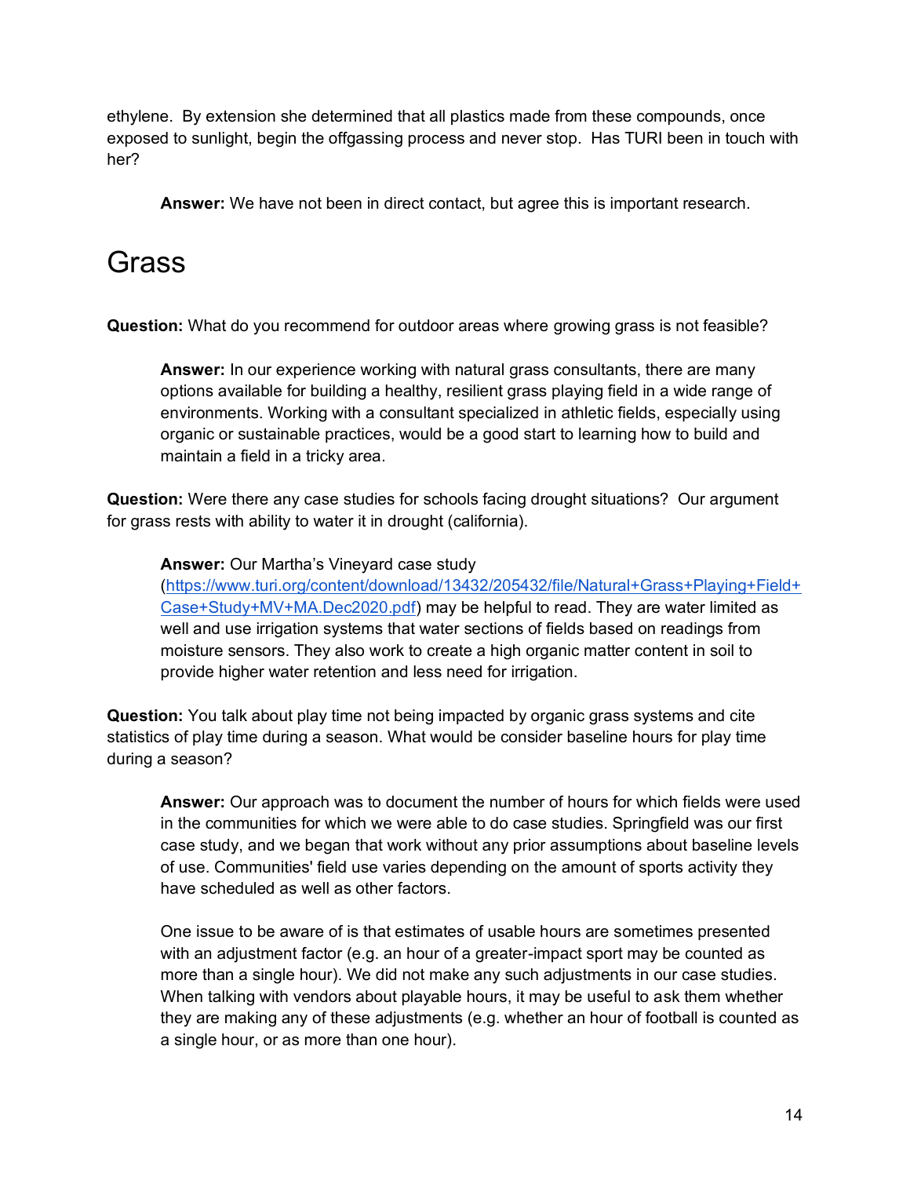ethylene. By extension she determined that all plastics made from these compounds, once exposed to sunlight, begin the offgassing process and never stop. Has TURI been in touch with her?

> **Answer:** We have not been in direct contact, but agree this is important research.

# Grass

**Question:** What do you recommend for outdoor areas where growing grass is not feasible?

> **Answer:** In our experience working with natural grass consultants, there are many options available for building a healthy, resilient grass playing field in a wide range of environments. Working with a consultant specialized in athletic fields, especially using organic or sustainable practices, would be a good start to learning how to build and maintain a field in a tricky area.

**Question:** Were there any case studies for schools facing drought situations? Our argument for grass rests with ability to water it in drought (california).

> **Answer:** Our Martha's Vineyard case study ([https://www.turi.org/content/download/13432/205432/file/Natural+Grass+Playing+Field+Case+Study+MV+MA.Dec2020.pdf](https://www.turi.org/content/download/13432/205432/file/Natural+Grass+Playing+Field+Case+Study+MV+MA.Dec2020.pdf)) may be helpful to read. They are water limited as well and use irrigation systems that water sections of fields based on readings from moisture sensors. They also work to create a high organic matter content in soil to provide higher water retention and less need for irrigation.

**Question:** You talk about play time not being impacted by organic grass systems and cite statistics of play time during a season. What would be consider baseline hours for play time during a season?

> **Answer:** Our approach was to document the number of hours for which fields were used in the communities for which we were able to do case studies. Springfield was our first case study, and we began that work without any prior assumptions about baseline levels of use. Communities' field use varies depending on the amount of sports activity they have scheduled as well as other factors.
>
> One issue to be aware of is that estimates of usable hours are sometimes presented with an adjustment factor (e.g. an hour of a greater-impact sport may be counted as more than a single hour). We did not make any such adjustments in our case studies. When talking with vendors about playable hours, it may be useful to ask them whether they are making any of these adjustments (e.g. whether an hour of football is counted as a single hour, or as more than one hour).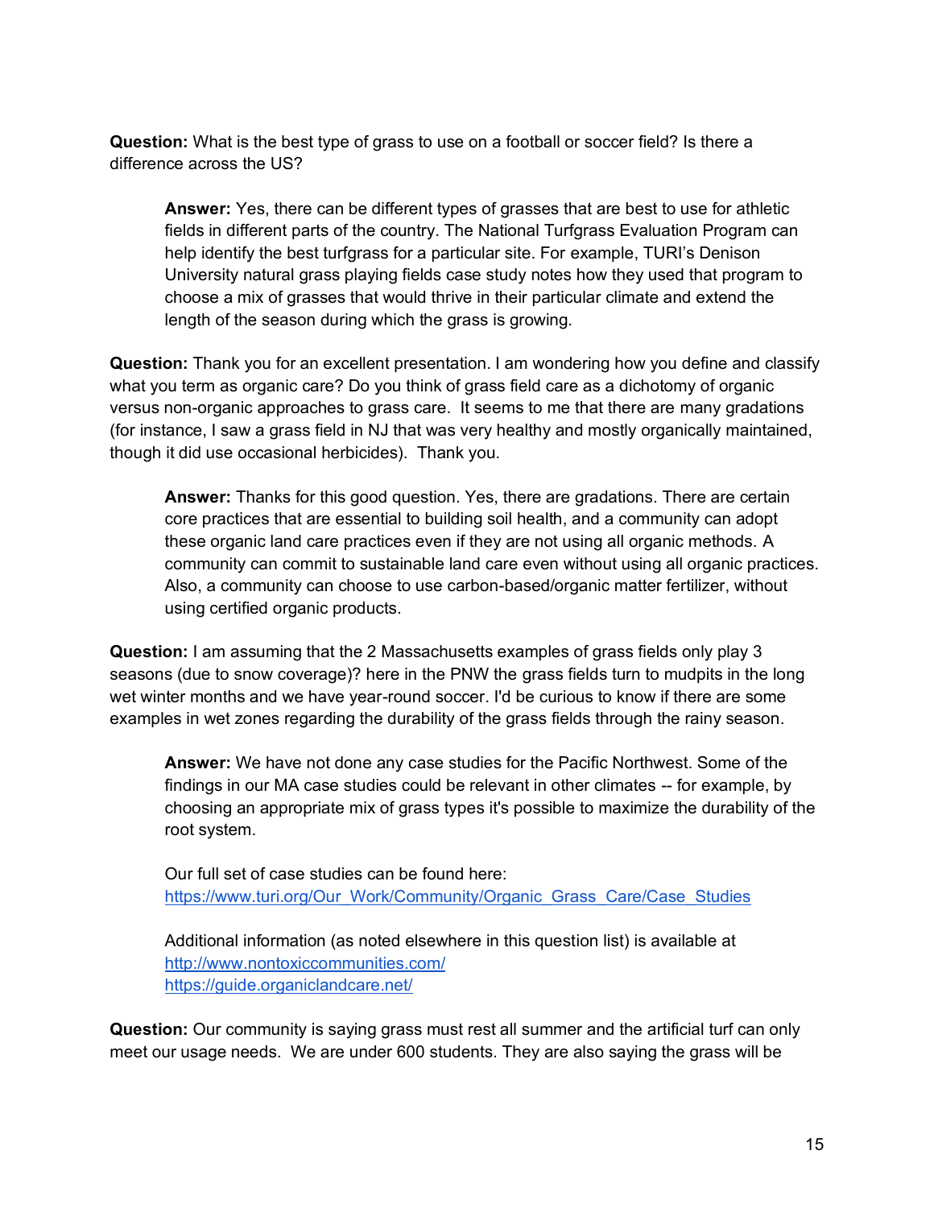**Question:** What is the best type of grass to use on a football or soccer field? Is there a difference across the US?

> **Answer:** Yes, there can be different types of grasses that are best to use for athletic fields in different parts of the country. The National Turfgrass Evaluation Program can help identify the best turfgrass for a particular site. For example, TURI's Denison University natural grass playing fields case study notes how they used that program to choose a mix of grasses that would thrive in their particular climate and extend the length of the season during which the grass is growing.

**Question:** Thank you for an excellent presentation. I am wondering how you define and classify what you term as organic care? Do you think of grass field care as a dichotomy of organic versus non-organic approaches to grass care. It seems to me that there are many gradations (for instance, I saw a grass field in NJ that was very healthy and mostly organically maintained, though it did use occasional herbicides). Thank you.

> **Answer:** Thanks for this good question. Yes, there are gradations. There are certain core practices that are essential to building soil health, and a community can adopt these organic land care practices even if they are not using all organic methods. A community can commit to sustainable land care even without using all organic practices. Also, a community can choose to use carbon-based/organic matter fertilizer, without using certified organic products.

**Question:** I am assuming that the 2 Massachusetts examples of grass fields only play 3 seasons (due to snow coverage)? here in the PNW the grass fields turn to mudpits in the long wet winter months and we have year-round soccer. I'd be curious to know if there are some examples in wet zones regarding the durability of the grass fields through the rainy season.

> **Answer:** We have not done any case studies for the Pacific Northwest. Some of the findings in our MA case studies could be relevant in other climates -- for example, by choosing an appropriate mix of grass types it's possible to maximize the durability of the root system.
>
> Our full set of case studies can be found here: https://www.turi.org/Our_Work/Community/Organic_Grass_Care/Case_Studies
>
> Additional information (as noted elsewhere in this question list) is available at
> http://www.nontoxiccommunities.com/
> https://guide.organiclandcare.net/

**Question:** Our community is saying grass must rest all summer and the artificial turf can only meet our usage needs. We are under 600 students. They are also saying the grass will be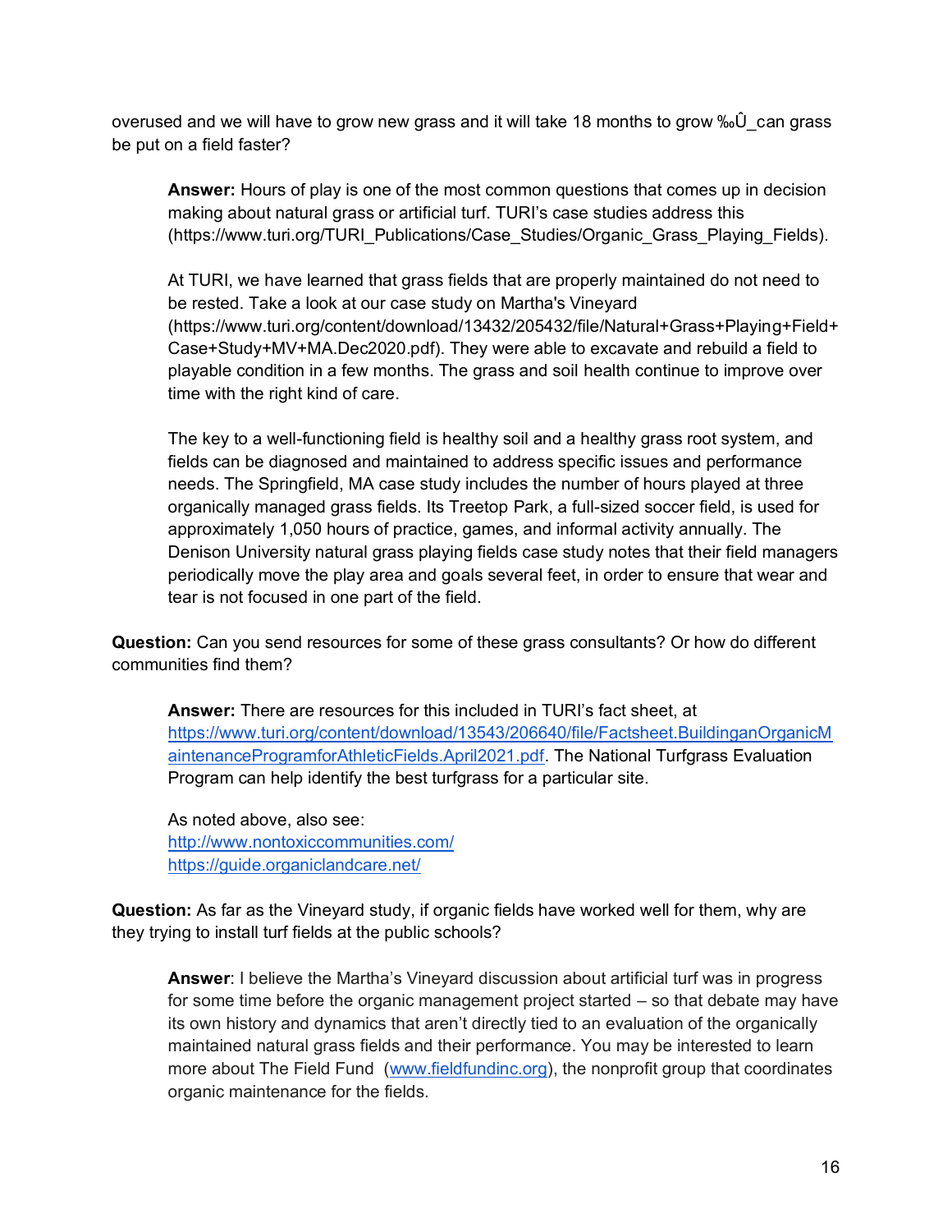overused and we will have to grow new grass and it will take 18 months to grow ‰Û_can grass be put on a field faster?

> **Answer:** Hours of play is one of the most common questions that comes up in decision making about natural grass or artificial turf. TURI's case studies address this (https://www.turi.org/TURI_Publications/Case_Studies/Organic_Grass_Playing_Fields).
>
> At TURI, we have learned that grass fields that are properly maintained do not need to be rested. Take a look at our case study on Martha's Vineyard (https://www.turi.org/content/download/13432/205432/file/Natural+Grass+Playing+Field+Case+Study+MV+MA.Dec2020.pdf). They were able to excavate and rebuild a field to playable condition in a few months. The grass and soil health continue to improve over time with the right kind of care.
>
> The key to a well-functioning field is healthy soil and a healthy grass root system, and fields can be diagnosed and maintained to address specific issues and performance needs. The Springfield, MA case study includes the number of hours played at three organically managed grass fields. Its Treetop Park, a full-sized soccer field, is used for approximately 1,050 hours of practice, games, and informal activity annually. The Denison University natural grass playing fields case study notes that their field managers periodically move the play area and goals several feet, in order to ensure that wear and tear is not focused in one part of the field.

**Question:** Can you send resources for some of these grass consultants? Or how do different communities find them?

> **Answer:** There are resources for this included in TURI's fact sheet, at https://www.turi.org/content/download/13543/206640/file/Factsheet.BuildinganOrganicMaintenanceProgramforAthleticFields.April2021.pdf. The National Turfgrass Evaluation Program can help identify the best turfgrass for a particular site.
>
> As noted above, also see:
> http://www.nontoxiccommunities.com/
> https://guide.organiclandcare.net/

**Question:** As far as the Vineyard study, if organic fields have worked well for them, why are they trying to install turf fields at the public schools?

> **Answer**: I believe the Martha's Vineyard discussion about artificial turf was in progress for some time before the organic management project started – so that debate may have its own history and dynamics that aren't directly tied to an evaluation of the organically maintained natural grass fields and their performance. You may be interested to learn more about The Field Fund (www.fieldfundinc.org), the nonprofit group that coordinates organic maintenance for the fields.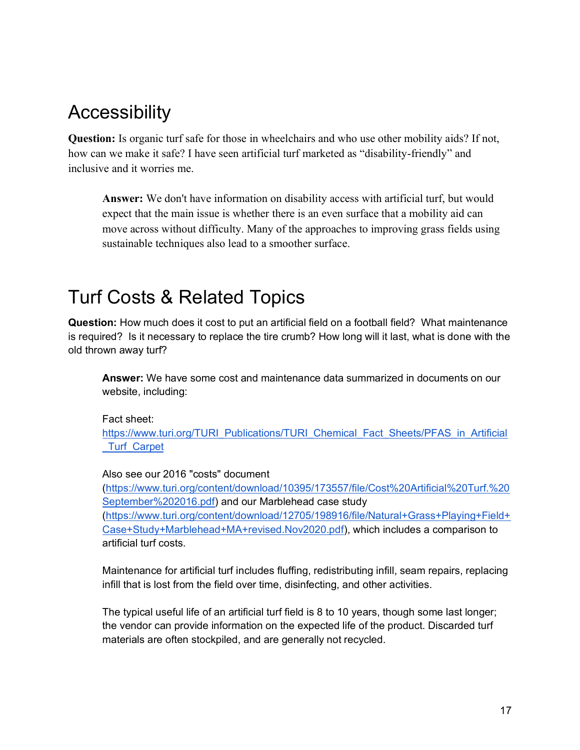# Accessibility

**Question:** Is organic turf safe for those in wheelchairs and who use other mobility aids? If not, how can we make it safe? I have seen artificial turf marketed as “disability-friendly” and inclusive and it worries me.

> **Answer:** We don't have information on disability access with artificial turf, but would expect that the main issue is whether there is an even surface that a mobility aid can move across without difficulty. Many of the approaches to improving grass fields using sustainable techniques also lead to a smoother surface.

# Turf Costs & Related Topics

**Question:** How much does it cost to put an artificial field on a football field? What maintenance is required? Is it necessary to replace the tire crumb? How long will it last, what is done with the old thrown away turf?

> **Answer:** We have some cost and maintenance data summarized in documents on our website, including:
>
> Fact sheet:
> https://www.turi.org/TURI_Publications/TURI_Chemical_Fact_Sheets/PFAS_in_Artificial_Turf_Carpet
>
> Also see our 2016 "costs" document (https://www.turi.org/content/download/10395/173557/file/Cost%20Artificial%20Turf.%20September%202016.pdf) and our Marblehead case study (https://www.turi.org/content/download/12705/198916/file/Natural+Grass+Playing+Field+Case+Study+Marblehead+MA+revised.Nov2020.pdf), which includes a comparison to artificial turf costs.
>
> Maintenance for artificial turf includes fluffing, redistributing infill, seam repairs, replacing infill that is lost from the field over time, disinfecting, and other activities.
>
> The typical useful life of an artificial turf field is 8 to 10 years, though some last longer; the vendor can provide information on the expected life of the product. Discarded turf materials are often stockpiled, and are generally not recycled.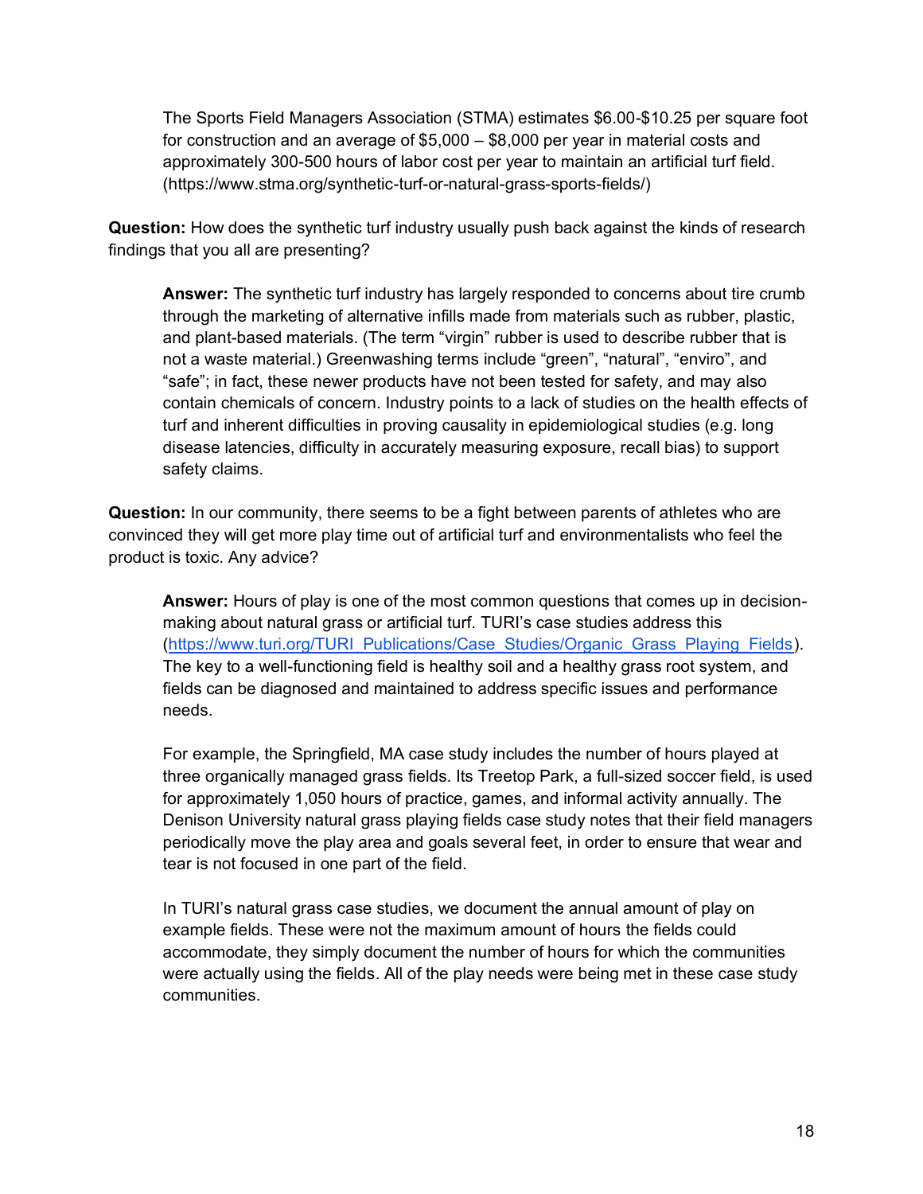The Sports Field Managers Association (STMA) estimates $6.00-$10.25 per square foot for construction and an average of $5,000 – $8,000 per year in material costs and approximately 300-500 hours of labor cost per year to maintain an artificial turf field. (https://www.stma.org/synthetic-turf-or-natural-grass-sports-fields/)

**Question:** How does the synthetic turf industry usually push back against the kinds of research findings that you all are presenting?

**Answer:** The synthetic turf industry has largely responded to concerns about tire crumb through the marketing of alternative infills made from materials such as rubber, plastic, and plant-based materials. (The term "virgin" rubber is used to describe rubber that is not a waste material.) Greenwashing terms include "green", "natural", "enviro", and "safe"; in fact, these newer products have not been tested for safety, and may also contain chemicals of concern. Industry points to a lack of studies on the health effects of turf and inherent difficulties in proving causality in epidemiological studies (e.g. long disease latencies, difficulty in accurately measuring exposure, recall bias) to support safety claims.

**Question:** In our community, there seems to be a fight between parents of athletes who are convinced they will get more play time out of artificial turf and environmentalists who feel the product is toxic. Any advice?

**Answer:** Hours of play is one of the most common questions that comes up in decision-making about natural grass or artificial turf. TURI's case studies address this (https://www.turi.org/TURI_Publications/Case_Studies/Organic_Grass_Playing_Fields). The key to a well-functioning field is healthy soil and a healthy grass root system, and fields can be diagnosed and maintained to address specific issues and performance needs.

For example, the Springfield, MA case study includes the number of hours played at three organically managed grass fields. Its Treetop Park, a full-sized soccer field, is used for approximately 1,050 hours of practice, games, and informal activity annually. The Denison University natural grass playing fields case study notes that their field managers periodically move the play area and goals several feet, in order to ensure that wear and tear is not focused in one part of the field.

In TURI's natural grass case studies, we document the annual amount of play on example fields. These were not the maximum amount of hours the fields could accommodate, they simply document the number of hours for which the communities were actually using the fields. All of the play needs were being met in these case study communities.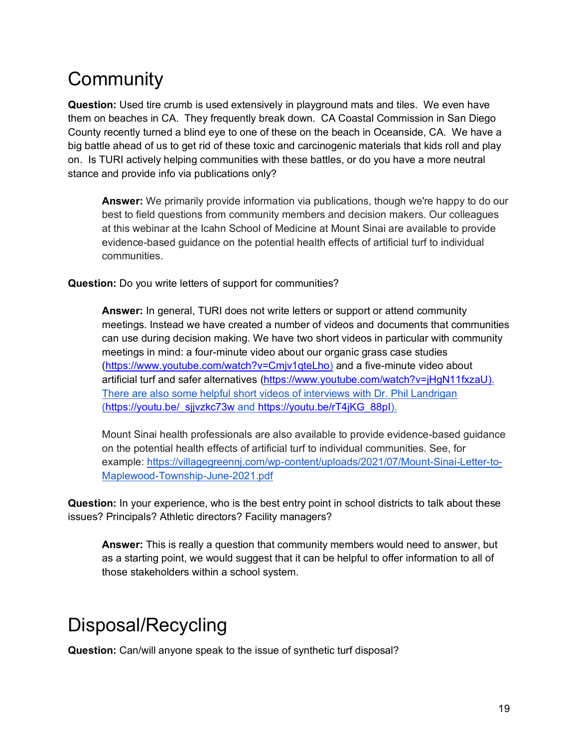# Community

**Question:** Used tire crumb is used extensively in playground mats and tiles. We even have them on beaches in CA. They frequently break down. CA Coastal Commission in San Diego County recently turned a blind eye to one of these on the beach in Oceanside, CA. We have a big battle ahead of us to get rid of these toxic and carcinogenic materials that kids roll and play on. Is TURI actively helping communities with these battles, or do you have a more neutral stance and provide info via publications only?

> **Answer:** We primarily provide information via publications, though we're happy to do our best to field questions from community members and decision makers. Our colleagues at this webinar at the Icahn School of Medicine at Mount Sinai are available to provide evidence-based guidance on the potential health effects of artificial turf to individual communities.

**Question:** Do you write letters of support for communities?

> **Answer:** In general, TURI does not write letters or support or attend community meetings. Instead we have created a number of videos and documents that communities can use during decision making. We have two short videos in particular with community meetings in mind: a four-minute video about our organic grass case studies (https://www.youtube.com/watch?v=Cmjv1qteLho) and a five-minute video about artificial turf and safer alternatives (https://www.youtube.com/watch?v=jHgN11fxzaU). There are also some helpful short videos of interviews with Dr. Phil Landrigan (https://youtu.be/_sjjvzkc73w and https://youtu.be/rT4jKG_88pI).
>
> Mount Sinai health professionals are also available to provide evidence-based guidance on the potential health effects of artificial turf to individual communities. See, for example: https://villagegreennj.com/wp-content/uploads/2021/07/Mount-Sinai-Letter-to-Maplewood-Township-June-2021.pdf

**Question:** In your experience, who is the best entry point in school districts to talk about these issues? Principals? Athletic directors? Facility managers?

> **Answer:** This is really a question that community members would need to answer, but as a starting point, we would suggest that it can be helpful to offer information to all of those stakeholders within a school system.

# Disposal/Recycling

**Question:** Can/will anyone speak to the issue of synthetic turf disposal?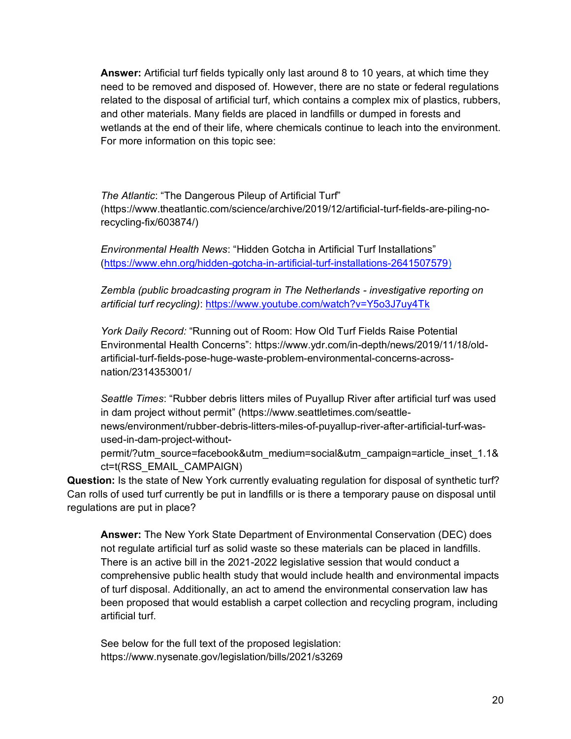**Answer:** Artificial turf fields typically only last around 8 to 10 years, at which time they need to be removed and disposed of. However, there are no state or federal regulations related to the disposal of artificial turf, which contains a complex mix of plastics, rubbers, and other materials. Many fields are placed in landfills or dumped in forests and wetlands at the end of their life, where chemicals continue to leach into the environment. For more information on this topic see:

*The Atlantic*: "The Dangerous Pileup of Artificial Turf" (https://www.theatlantic.com/science/archive/2019/12/artificial-turf-fields-are-piling-no-recycling-fix/603874/)

*Environmental Health News*: "Hidden Gotcha in Artificial Turf Installations" (https://www.ehn.org/hidden-gotcha-in-artificial-turf-installations-2641507579)

*Zembla (public broadcasting program in The Netherlands - investigative reporting on artificial turf recycling)*: https://www.youtube.com/watch?v=Y5o3J7uy4Tk

*York Daily Record:* "Running out of Room: How Old Turf Fields Raise Potential Environmental Health Concerns": https://www.ydr.com/in-depth/news/2019/11/18/old-artificial-turf-fields-pose-huge-waste-problem-environmental-concerns-across-nation/2314353001/

*Seattle Times*: "Rubber debris litters miles of Puyallup River after artificial turf was used in dam project without permit" (https://www.seattletimes.com/seattle-news/environment/rubber-debris-litters-miles-of-puyallup-river-after-artificial-turf-was-used-in-dam-project-without-permit/?utm_source=facebook&utm_medium=social&utm_campaign=article_inset_1.1&ct=t(RSS_EMAIL_CAMPAIGN)

**Question:** Is the state of New York currently evaluating regulation for disposal of synthetic turf? Can rolls of used turf currently be put in landfills or is there a temporary pause on disposal until regulations are put in place?

**Answer:** The New York State Department of Environmental Conservation (DEC) does not regulate artificial turf as solid waste so these materials can be placed in landfills. There is an active bill in the 2021-2022 legislative session that would conduct a comprehensive public health study that would include health and environmental impacts of turf disposal. Additionally, an act to amend the environmental conservation law has been proposed that would establish a carpet collection and recycling program, including artificial turf.

See below for the full text of the proposed legislation: https://www.nysenate.gov/legislation/bills/2021/s3269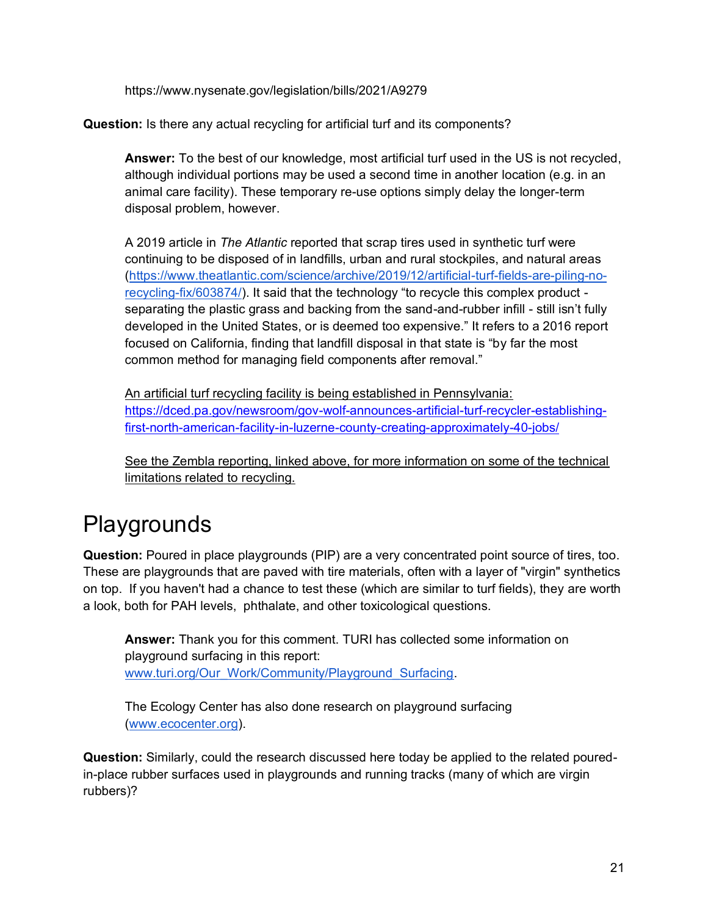https://www.nysenate.gov/legislation/bills/2021/A9279

**Question:** Is there any actual recycling for artificial turf and its components?

> **Answer:** To the best of our knowledge, most artificial turf used in the US is not recycled, although individual portions may be used a second time in another location (e.g. in an animal care facility). These temporary re-use options simply delay the longer-term disposal problem, however.
>
> A 2019 article in *The Atlantic* reported that scrap tires used in synthetic turf were continuing to be disposed of in landfills, urban and rural stockpiles, and natural areas (https://www.theatlantic.com/science/archive/2019/12/artificial-turf-fields-are-piling-no-recycling-fix/603874/). It said that the technology "to recycle this complex product - separating the plastic grass and backing from the sand-and-rubber infill - still isn't fully developed in the United States, or is deemed too expensive." It refers to a 2016 report focused on California, finding that landfill disposal in that state is "by far the most common method for managing field components after removal."
>
> An artificial turf recycling facility is being established in Pennsylvania: https://dced.pa.gov/newsroom/gov-wolf-announces-artificial-turf-recycler-establishing-first-north-american-facility-in-luzerne-county-creating-approximately-40-jobs/
>
> See the Zembla reporting, linked above, for more information on some of the technical limitations related to recycling.

# Playgrounds

**Question:** Poured in place playgrounds (PIP) are a very concentrated point source of tires, too. These are playgrounds that are paved with tire materials, often with a layer of "virgin" synthetics on top. If you haven't had a chance to test these (which are similar to turf fields), they are worth a look, both for PAH levels, phthalate, and other toxicological questions.

> **Answer:** Thank you for this comment. TURI has collected some information on playground surfacing in this report: www.turi.org/Our_Work/Community/Playground_Surfacing.
>
> The Ecology Center has also done research on playground surfacing (www.ecocenter.org).

**Question:** Similarly, could the research discussed here today be applied to the related poured-in-place rubber surfaces used in playgrounds and running tracks (many of which are virgin rubbers)?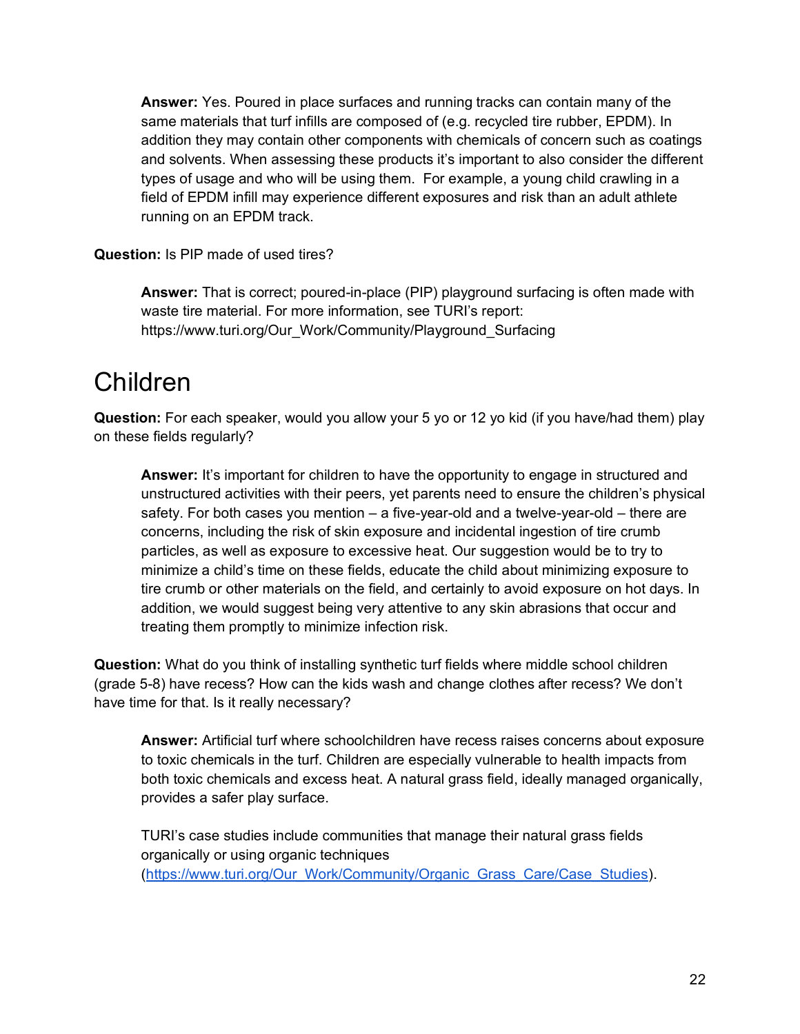**Answer:** Yes. Poured in place surfaces and running tracks can contain many of the same materials that turf infills are composed of (e.g. recycled tire rubber, EPDM). In addition they may contain other components with chemicals of concern such as coatings and solvents. When assessing these products it's important to also consider the different types of usage and who will be using them. For example, a young child crawling in a field of EPDM infill may experience different exposures and risk than an adult athlete running on an EPDM track.

**Question:** Is PIP made of used tires?

**Answer:** That is correct; poured-in-place (PIP) playground surfacing is often made with waste tire material. For more information, see TURI's report: https://www.turi.org/Our_Work/Community/Playground_Surfacing

# Children

**Question:** For each speaker, would you allow your 5 yo or 12 yo kid (if you have/had them) play on these fields regularly?

**Answer:** It's important for children to have the opportunity to engage in structured and unstructured activities with their peers, yet parents need to ensure the children's physical safety. For both cases you mention – a five-year-old and a twelve-year-old – there are concerns, including the risk of skin exposure and incidental ingestion of tire crumb particles, as well as exposure to excessive heat. Our suggestion would be to try to minimize a child's time on these fields, educate the child about minimizing exposure to tire crumb or other materials on the field, and certainly to avoid exposure on hot days. In addition, we would suggest being very attentive to any skin abrasions that occur and treating them promptly to minimize infection risk.

**Question:** What do you think of installing synthetic turf fields where middle school children (grade 5-8) have recess? How can the kids wash and change clothes after recess? We don't have time for that. Is it really necessary?

**Answer:** Artificial turf where schoolchildren have recess raises concerns about exposure to toxic chemicals in the turf. Children are especially vulnerable to health impacts from both toxic chemicals and excess heat. A natural grass field, ideally managed organically, provides a safer play surface.

TURI's case studies include communities that manage their natural grass fields organically or using organic techniques (https://www.turi.org/Our_Work/Community/Organic_Grass_Care/Case_Studies).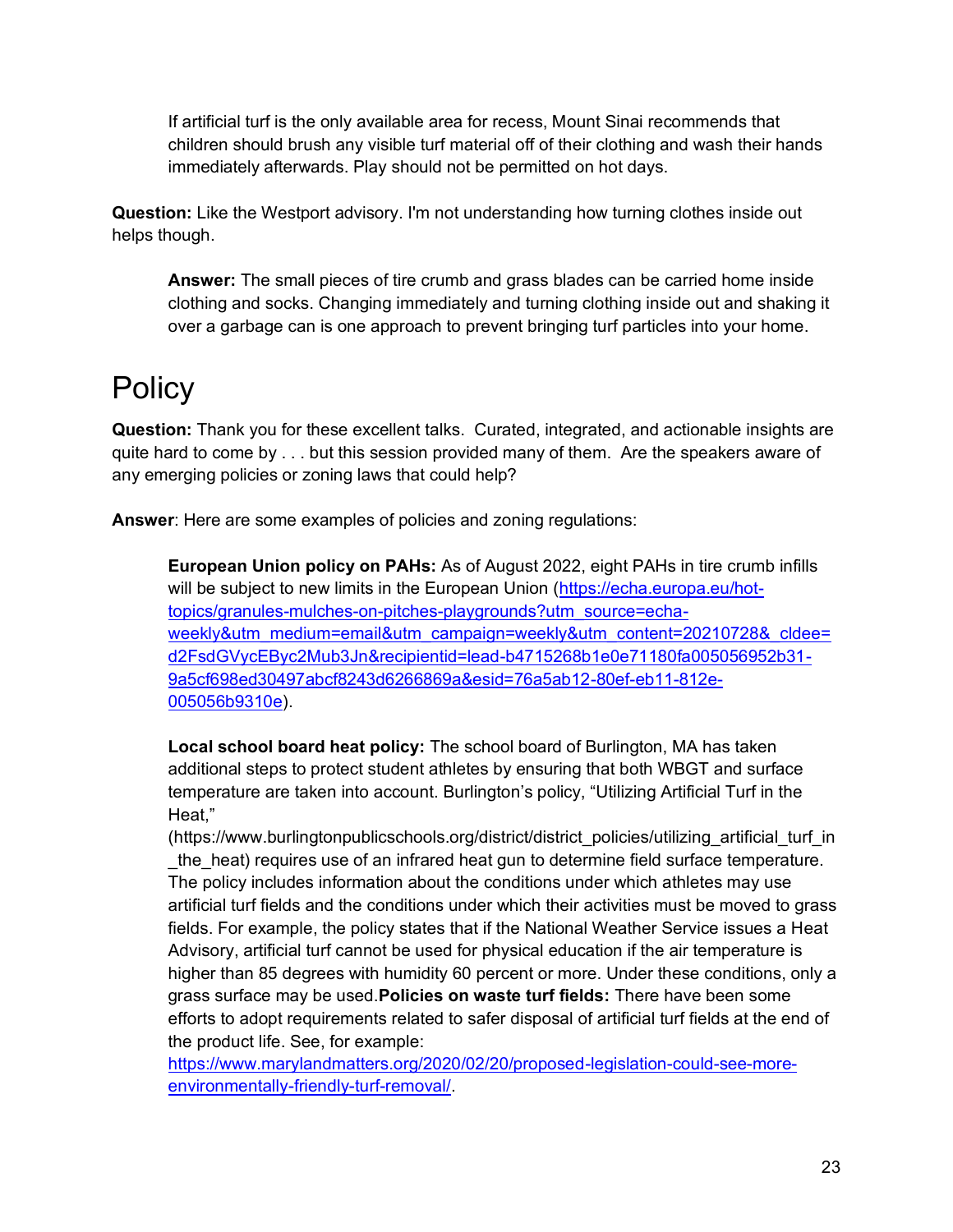If artificial turf is the only available area for recess, Mount Sinai recommends that children should brush any visible turf material off of their clothing and wash their hands immediately afterwards. Play should not be permitted on hot days.

**Question:** Like the Westport advisory. I'm not understanding how turning clothes inside out helps though.

> **Answer:** The small pieces of tire crumb and grass blades can be carried home inside clothing and socks. Changing immediately and turning clothing inside out and shaking it over a garbage can is one approach to prevent bringing turf particles into your home.

# Policy

**Question:** Thank you for these excellent talks. Curated, integrated, and actionable insights are quite hard to come by . . . but this session provided many of them. Are the speakers aware of any emerging policies or zoning laws that could help?

**Answer**: Here are some examples of policies and zoning regulations:

> **European Union policy on PAHs:** As of August 2022, eight PAHs in tire crumb infills will be subject to new limits in the European Union (https://echa.europa.eu/hot-topics/granules-mulches-on-pitches-playgrounds?utm_source=echa-weekly&utm_medium=email&utm_campaign=weekly&utm_content=20210728&_cldee=d2FsdGVycEByc2Mub3Jn&recipientid=lead-b4715268b1e0e71180fa005056952b31-9a5cf698ed30497abcf8243d6266869a&esid=76a5ab12-80ef-eb11-812e-005056b9310e).
>
> **Local school board heat policy:** The school board of Burlington, MA has taken additional steps to protect student athletes by ensuring that both WBGT and surface temperature are taken into account. Burlington's policy, "Utilizing Artificial Turf in the Heat," (https://www.burlingtonpublicschools.org/district/district_policies/utilizing_artificial_turf_in_the_heat) requires use of an infrared heat gun to determine field surface temperature. The policy includes information about the conditions under which athletes may use artificial turf fields and the conditions under which their activities must be moved to grass fields. For example, the policy states that if the National Weather Service issues a Heat Advisory, artificial turf cannot be used for physical education if the air temperature is higher than 85 degrees with humidity 60 percent or more. Under these conditions, only a grass surface may be used. **Policies on waste turf fields:** There have been some efforts to adopt requirements related to safer disposal of artificial turf fields at the end of the product life. See, for example: https://www.marylandmatters.org/2020/02/20/proposed-legislation-could-see-more-environmentally-friendly-turf-removal/.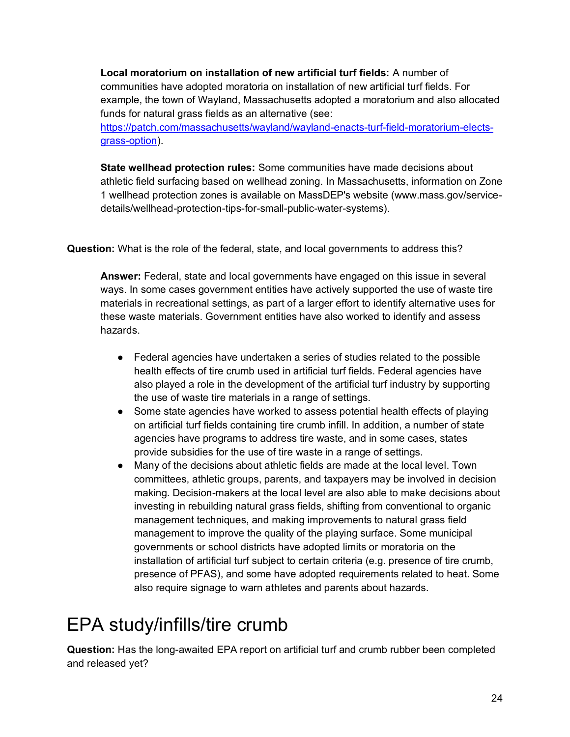**Local moratorium on installation of new artificial turf fields:** A number of communities have adopted moratoria on installation of new artificial turf fields. For example, the town of Wayland, Massachusetts adopted a moratorium and also allocated funds for natural grass fields as an alternative (see: [https://patch.com/massachusetts/wayland/wayland-enacts-turf-field-moratorium-elects-grass-option](https://patch.com/massachusetts/wayland/wayland-enacts-turf-field-moratorium-elects-grass-option)).

**State wellhead protection rules:** Some communities have made decisions about athletic field surfacing based on wellhead zoning. In Massachusetts, information on Zone 1 wellhead protection zones is available on MassDEP's website (www.mass.gov/service-details/wellhead-protection-tips-for-small-public-water-systems).

**Question:** What is the role of the federal, state, and local governments to address this?

**Answer:** Federal, state and local governments have engaged on this issue in several ways. In some cases government entities have actively supported the use of waste tire materials in recreational settings, as part of a larger effort to identify alternative uses for these waste materials. Government entities have also worked to identify and assess hazards.

- Federal agencies have undertaken a series of studies related to the possible health effects of tire crumb used in artificial turf fields. Federal agencies have also played a role in the development of the artificial turf industry by supporting the use of waste tire materials in a range of settings.
- Some state agencies have worked to assess potential health effects of playing on artificial turf fields containing tire crumb infill. In addition, a number of state agencies have programs to address tire waste, and in some cases, states provide subsidies for the use of tire waste in a range of settings.
- Many of the decisions about athletic fields are made at the local level. Town committees, athletic groups, parents, and taxpayers may be involved in decision making. Decision-makers at the local level are also able to make decisions about investing in rebuilding natural grass fields, shifting from conventional to organic management techniques, and making improvements to natural grass field management to improve the quality of the playing surface. Some municipal governments or school districts have adopted limits or moratoria on the installation of artificial turf subject to certain criteria (e.g. presence of tire crumb, presence of PFAS), and some have adopted requirements related to heat. Some also require signage to warn athletes and parents about hazards.

# EPA study/infills/tire crumb

**Question:** Has the long-awaited EPA report on artificial turf and crumb rubber been completed and released yet?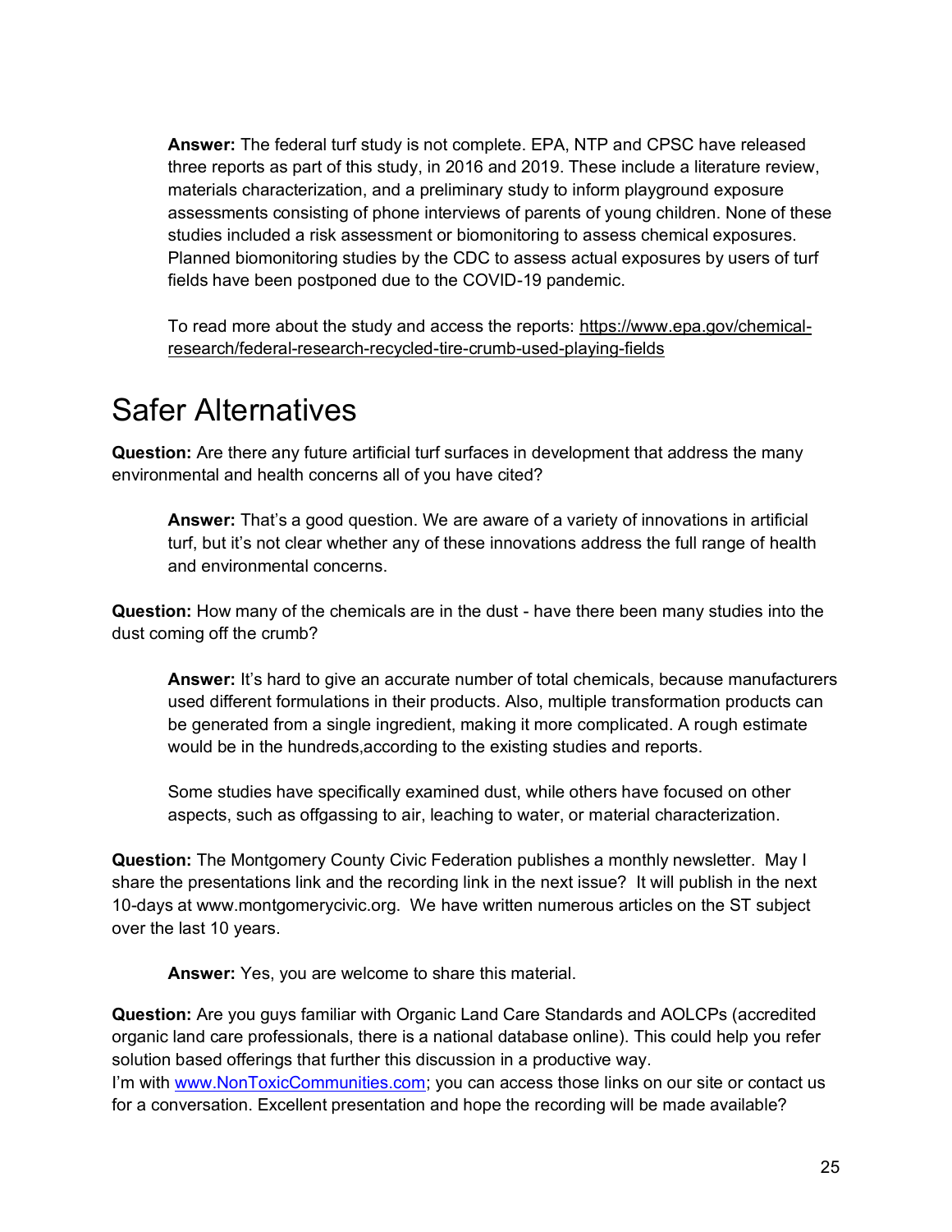**Answer:** The federal turf study is not complete. EPA, NTP and CPSC have released three reports as part of this study, in 2016 and 2019. These include a literature review, materials characterization, and a preliminary study to inform playground exposure assessments consisting of phone interviews of parents of young children. None of these studies included a risk assessment or biomonitoring to assess chemical exposures. Planned biomonitoring studies by the CDC to assess actual exposures by users of turf fields have been postponed due to the COVID-19 pandemic.

To read more about the study and access the reports: https://www.epa.gov/chemical-research/federal-research-recycled-tire-crumb-used-playing-fields

# Safer Alternatives

**Question:** Are there any future artificial turf surfaces in development that address the many environmental and health concerns all of you have cited?

**Answer:** That's a good question. We are aware of a variety of innovations in artificial turf, but it's not clear whether any of these innovations address the full range of health and environmental concerns.

**Question:** How many of the chemicals are in the dust - have there been many studies into the dust coming off the crumb?

**Answer:** It's hard to give an accurate number of total chemicals, because manufacturers used different formulations in their products. Also, multiple transformation products can be generated from a single ingredient, making it more complicated. A rough estimate would be in the hundreds,according to the existing studies and reports.

Some studies have specifically examined dust, while others have focused on other aspects, such as offgassing to air, leaching to water, or material characterization.

**Question:** The Montgomery County Civic Federation publishes a monthly newsletter. May I share the presentations link and the recording link in the next issue? It will publish in the next 10-days at www.montgomerycivic.org. We have written numerous articles on the ST subject over the last 10 years.

**Answer:** Yes, you are welcome to share this material.

**Question:** Are you guys familiar with Organic Land Care Standards and AOLCPs (accredited organic land care professionals, there is a national database online). This could help you refer solution based offerings that further this discussion in a productive way.
I'm with www.NonToxicCommunities.com; you can access those links on our site or contact us for a conversation. Excellent presentation and hope the recording will be made available?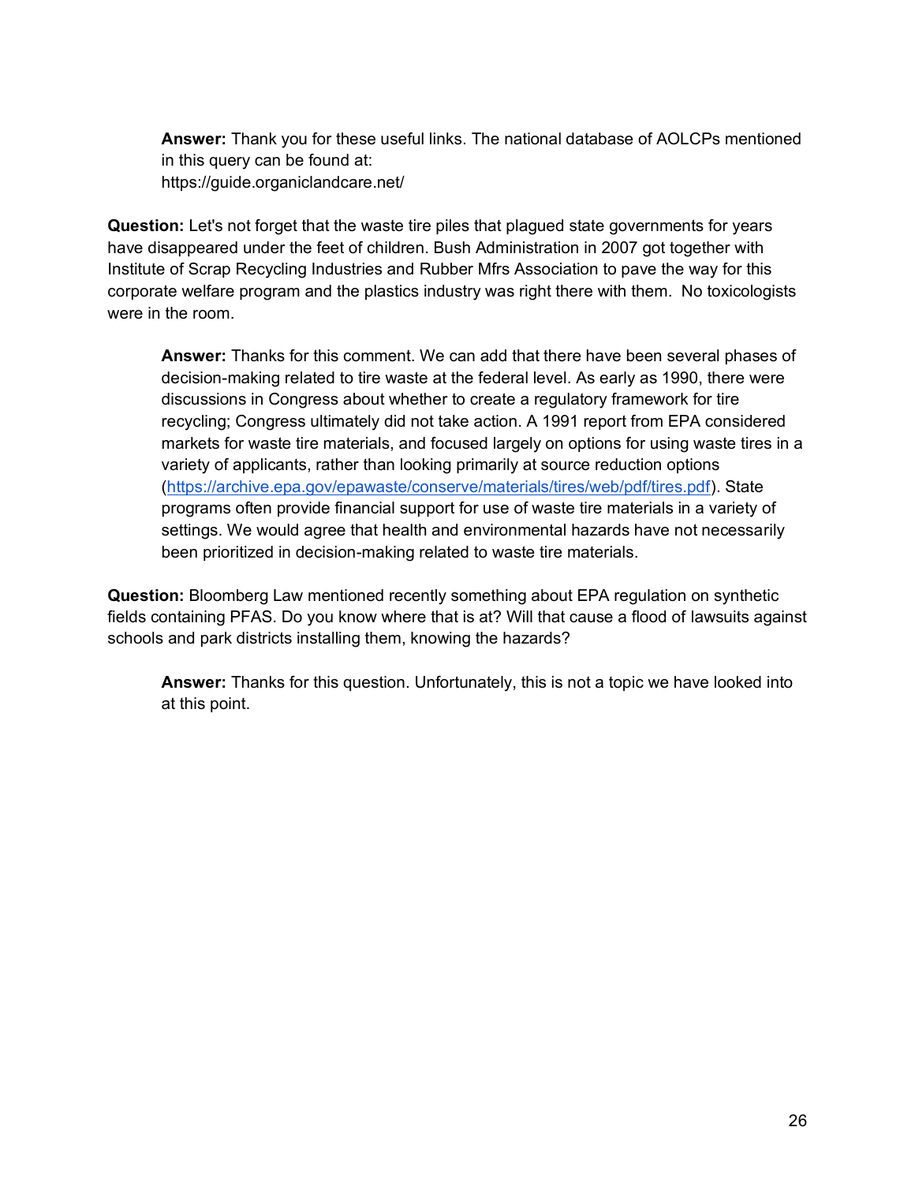**Answer:** Thank you for these useful links. The national database of AOLCPs mentioned in this query can be found at:
https://guide.organiclandcare.net/

**Question:** Let's not forget that the waste tire piles that plagued state governments for years have disappeared under the feet of children. Bush Administration in 2007 got together with Institute of Scrap Recycling Industries and Rubber Mfrs Association to pave the way for this corporate welfare program and the plastics industry was right there with them. No toxicologists were in the room.

**Answer:** Thanks for this comment. We can add that there have been several phases of decision-making related to tire waste at the federal level. As early as 1990, there were discussions in Congress about whether to create a regulatory framework for tire recycling; Congress ultimately did not take action. A 1991 report from EPA considered markets for waste tire materials, and focused largely on options for using waste tires in a variety of applicants, rather than looking primarily at source reduction options (https://archive.epa.gov/epawaste/conserve/materials/tires/web/pdf/tires.pdf). State programs often provide financial support for use of waste tire materials in a variety of settings. We would agree that health and environmental hazards have not necessarily been prioritized in decision-making related to waste tire materials.

**Question:** Bloomberg Law mentioned recently something about EPA regulation on synthetic fields containing PFAS. Do you know where that is at? Will that cause a flood of lawsuits against schools and park districts installing them, knowing the hazards?

**Answer:** Thanks for this question. Unfortunately, this is not a topic we have looked into at this point.